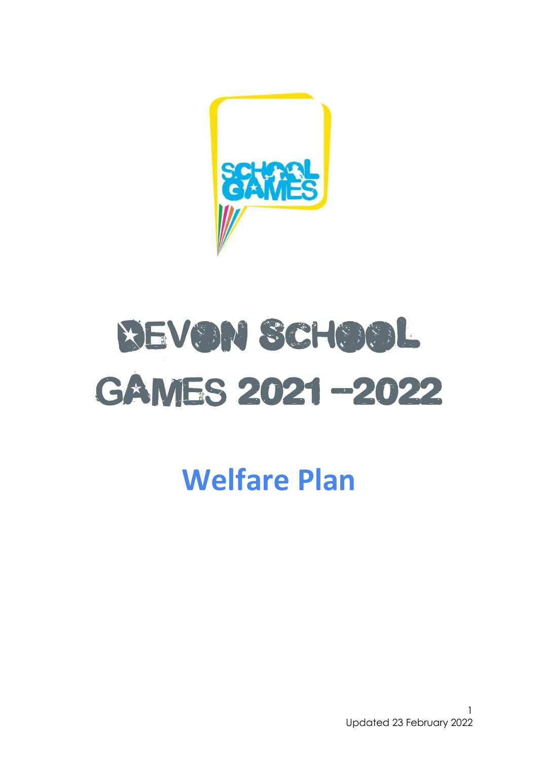# Devon School Games 2021 – 2022

## Welfare Plan

Updated 23 February 2022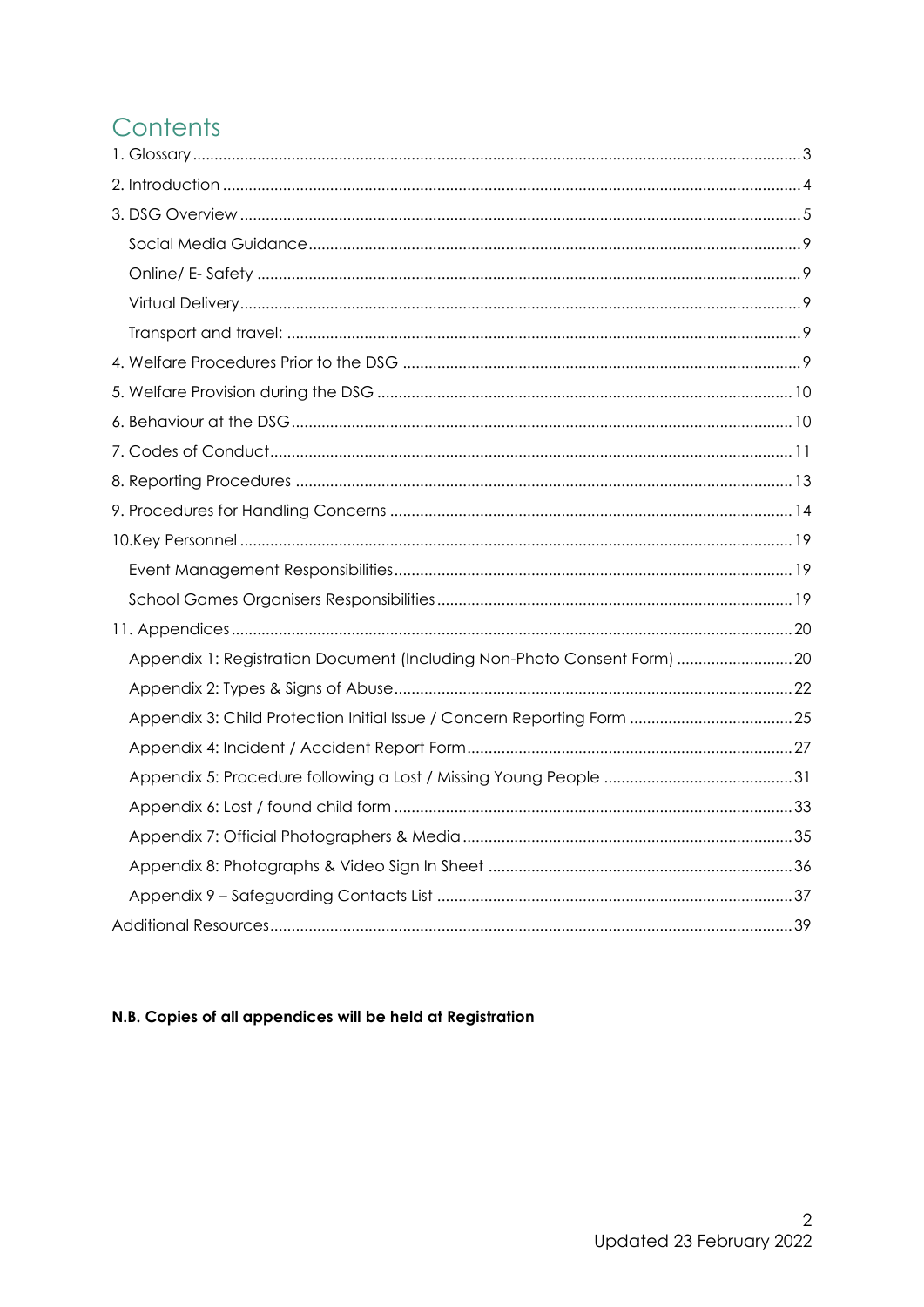# Contents

1. Glossary ........ 3
2. Introduction ........ 4
3. DSG Overview ........ 5
   - Social Media Guidance ........ 9
   - Online/ E- Safety ........ 9
   - Virtual Delivery ........ 9
   - Transport and travel: ........ 9
4. Welfare Procedures Prior to the DSG ........ 9
5. Welfare Provision during the DSG ........ 10
6. Behaviour at the DSG ........ 10
7. Codes of Conduct ........ 11
8. Reporting Procedures ........ 13
9. Procedures for Handling Concerns ........ 14
10. Key Personnel ........ 19
    - Event Management Responsibilities ........ 19
    - School Games Organisers Responsibilities ........ 19
11. Appendices ........ 20
    - Appendix 1: Registration Document (Including Non-Photo Consent Form) ........ 20
    - Appendix 2: Types & Signs of Abuse ........ 22
    - Appendix 3: Child Protection Initial Issue / Concern Reporting Form ........ 25
    - Appendix 4: Incident / Accident Report Form ........ 27
    - Appendix 5: Procedure following a Lost / Missing Young People ........ 31
    - Appendix 6: Lost / found child form ........ 33
    - Appendix 7: Official Photographers & Media ........ 35
    - Appendix 8: Photographs & Video Sign In Sheet ........ 36
    - Appendix 9 – Safeguarding Contacts List ........ 37

Additional Resources ........ 39

**N.B. Copies of all appendices will be held at Registration**

Updated 23 February 2022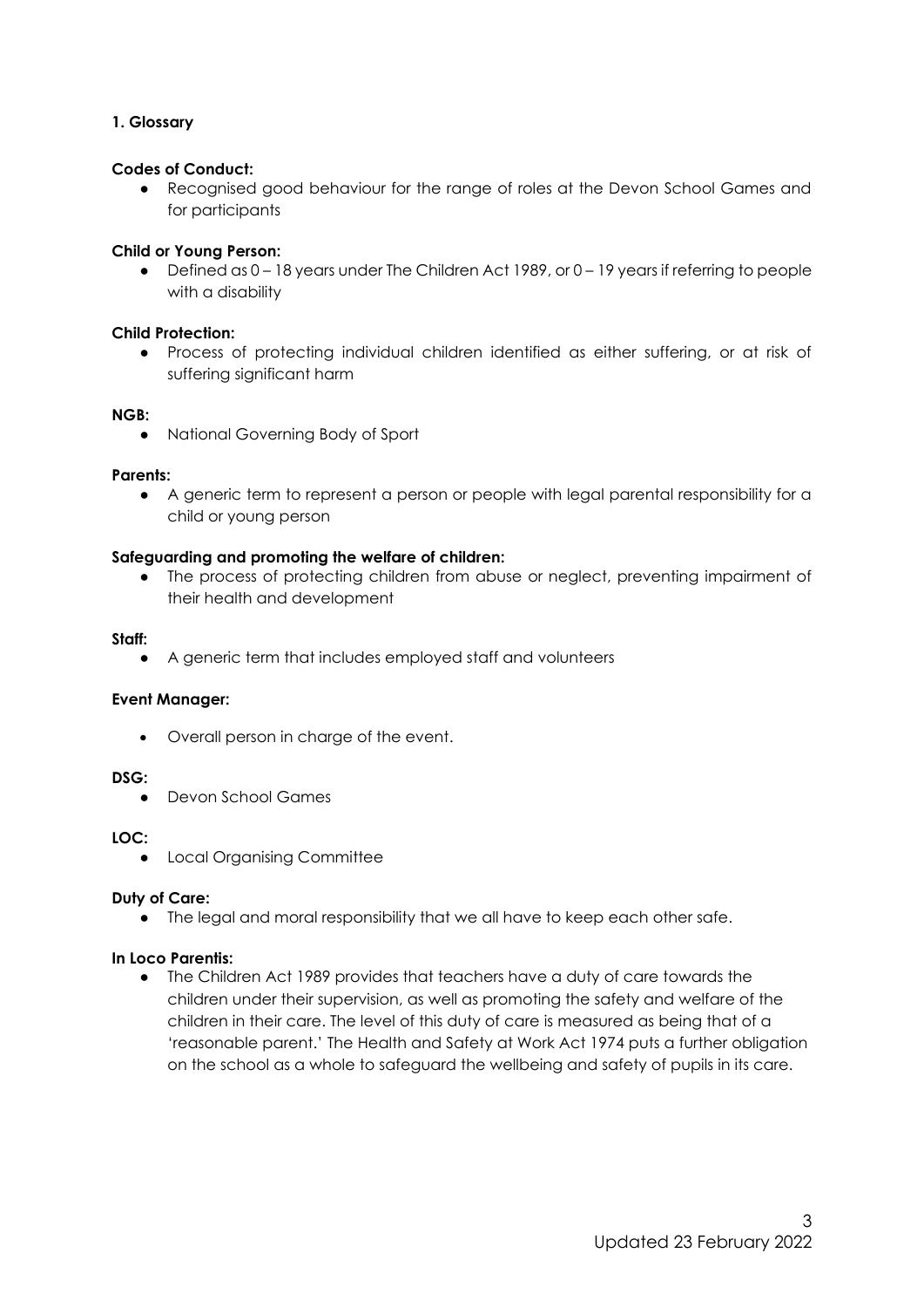## 1. Glossary

**Codes of Conduct:**

- Recognised good behaviour for the range of roles at the Devon School Games and for participants

**Child or Young Person:**

- Defined as 0 – 18 years under The Children Act 1989, or 0 – 19 years if referring to people with a disability

**Child Protection:**

- Process of protecting individual children identified as either suffering, or at risk of suffering significant harm

**NGB:**

- National Governing Body of Sport

**Parents:**

- A generic term to represent a person or people with legal parental responsibility for a child or young person

**Safeguarding and promoting the welfare of children:**

- The process of protecting children from abuse or neglect, preventing impairment of their health and development

**Staff:**

- A generic term that includes employed staff and volunteers

**Event Manager:**

- Overall person in charge of the event.

**DSG:**

- Devon School Games

**LOC:**

- Local Organising Committee

**Duty of Care:**

- The legal and moral responsibility that we all have to keep each other safe.

**In Loco Parentis:**

- The Children Act 1989 provides that teachers have a duty of care towards the children under their supervision, as well as promoting the safety and welfare of the children in their care. The level of this duty of care is measured as being that of a 'reasonable parent.' The Health and Safety at Work Act 1974 puts a further obligation on the school as a whole to safeguard the wellbeing and safety of pupils in its care.

Updated 23 February 2022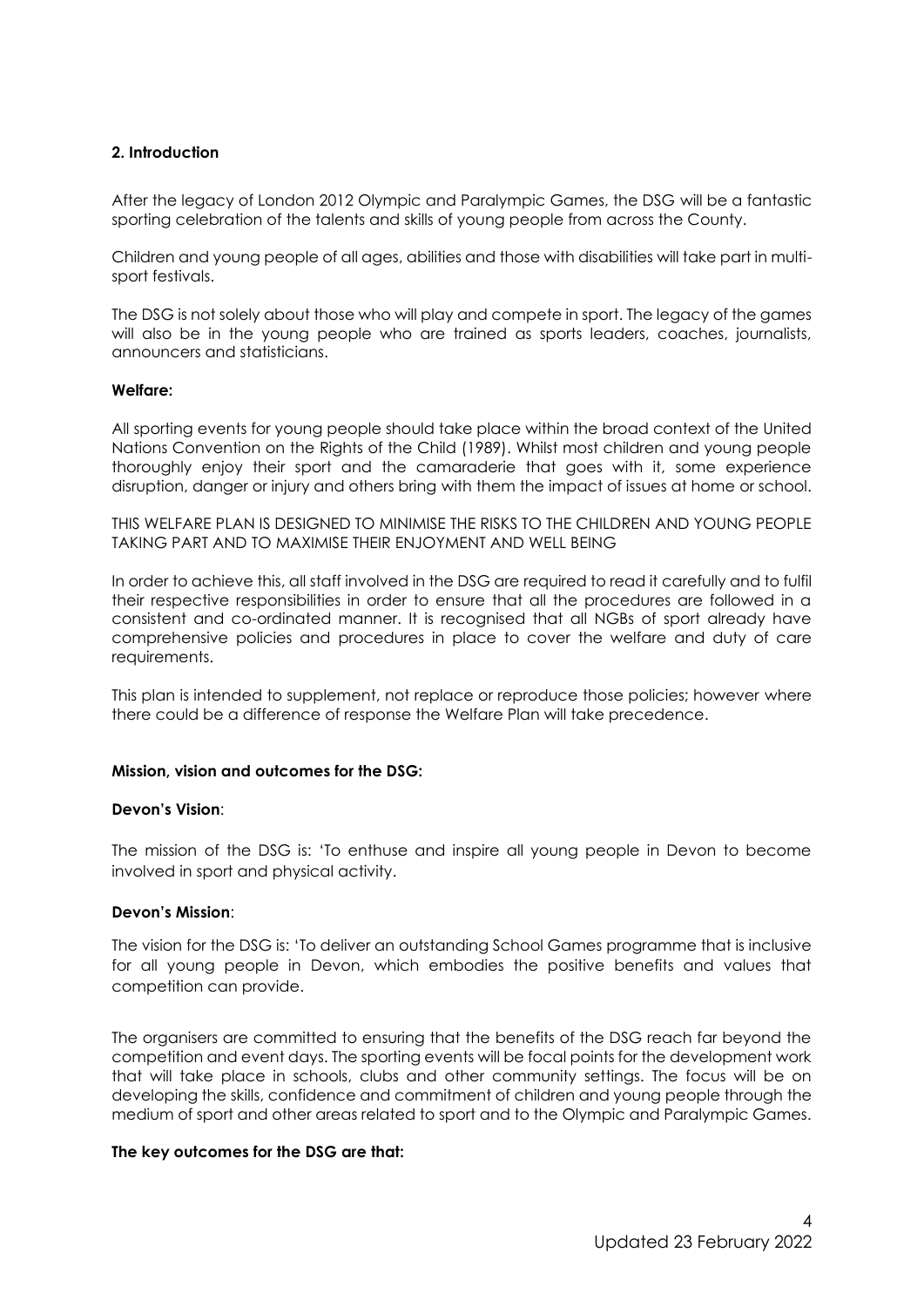## 2. Introduction

After the legacy of London 2012 Olympic and Paralympic Games, the DSG will be a fantastic sporting celebration of the talents and skills of young people from across the County.

Children and young people of all ages, abilities and those with disabilities will take part in multi-sport festivals.

The DSG is not solely about those who will play and compete in sport. The legacy of the games will also be in the young people who are trained as sports leaders, coaches, journalists, announcers and statisticians.

**Welfare:**

All sporting events for young people should take place within the broad context of the United Nations Convention on the Rights of the Child (1989). Whilst most children and young people thoroughly enjoy their sport and the camaraderie that goes with it, some experience disruption, danger or injury and others bring with them the impact of issues at home or school.

THIS WELFARE PLAN IS DESIGNED TO MINIMISE THE RISKS TO THE CHILDREN AND YOUNG PEOPLE TAKING PART AND TO MAXIMISE THEIR ENJOYMENT AND WELL BEING

In order to achieve this, all staff involved in the DSG are required to read it carefully and to fulfil their respective responsibilities in order to ensure that all the procedures are followed in a consistent and co-ordinated manner. It is recognised that all NGBs of sport already have comprehensive policies and procedures in place to cover the welfare and duty of care requirements.

This plan is intended to supplement, not replace or reproduce those policies; however where there could be a difference of response the Welfare Plan will take precedence.

**Mission, vision and outcomes for the DSG:**

**Devon's Vision**:

The mission of the DSG is: 'To enthuse and inspire all young people in Devon to become involved in sport and physical activity.

**Devon's Mission**:

The vision for the DSG is: 'To deliver an outstanding School Games programme that is inclusive for all young people in Devon, which embodies the positive benefits and values that competition can provide.

The organisers are committed to ensuring that the benefits of the DSG reach far beyond the competition and event days. The sporting events will be focal points for the development work that will take place in schools, clubs and other community settings. The focus will be on developing the skills, confidence and commitment of children and young people through the medium of sport and other areas related to sport and to the Olympic and Paralympic Games.

**The key outcomes for the DSG are that:**

Updated 23 February 2022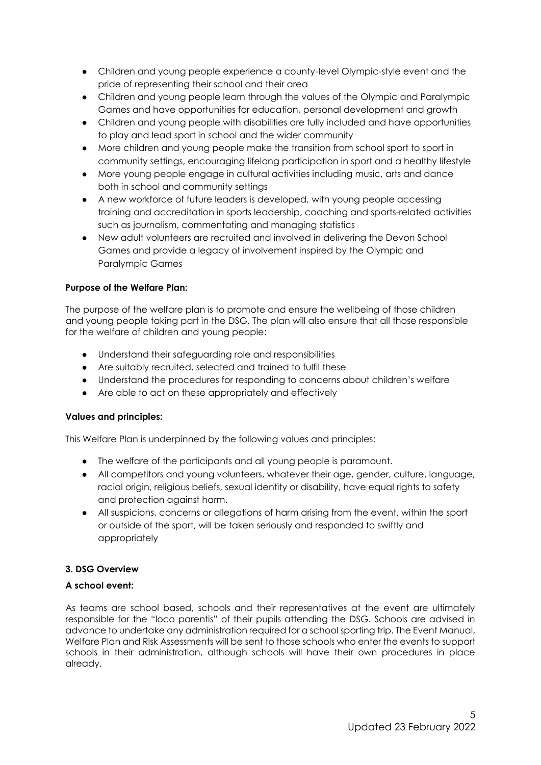- Children and young people experience a county-level Olympic-style event and the pride of representing their school and their area
- Children and young people learn through the values of the Olympic and Paralympic Games and have opportunities for education, personal development and growth
- Children and young people with disabilities are fully included and have opportunities to play and lead sport in school and the wider community
- More children and young people make the transition from school sport to sport in community settings, encouraging lifelong participation in sport and a healthy lifestyle
- More young people engage in cultural activities including music, arts and dance both in school and community settings
- A new workforce of future leaders is developed, with young people accessing training and accreditation in sports leadership, coaching and sports-related activities such as journalism, commentating and managing statistics
- New adult volunteers are recruited and involved in delivering the Devon School Games and provide a legacy of involvement inspired by the Olympic and Paralympic Games

**Purpose of the Welfare Plan:**

The purpose of the welfare plan is to promote and ensure the wellbeing of those children and young people taking part in the DSG. The plan will also ensure that all those responsible for the welfare of children and young people:

- Understand their safeguarding role and responsibilities
- Are suitably recruited, selected and trained to fulfil these
- Understand the procedures for responding to concerns about children's welfare
- Are able to act on these appropriately and effectively

**Values and principles:**

This Welfare Plan is underpinned by the following values and principles:

- The welfare of the participants and all young people is paramount.
- All competitors and young volunteers, whatever their age, gender, culture, language, racial origin, religious beliefs, sexual identity or disability, have equal rights to safety and protection against harm.
- All suspicions, concerns or allegations of harm arising from the event, within the sport or outside of the sport, will be taken seriously and responded to swiftly and appropriately

### 3. DSG Overview

**A school event:**

As teams are school based, schools and their representatives at the event are ultimately responsible for the "loco parentis" of their pupils attending the DSG. Schools are advised in advance to undertake any administration required for a school sporting trip. The Event Manual, Welfare Plan and Risk Assessments will be sent to those schools who enter the events to support schools in their administration, although schools will have their own procedures in place already.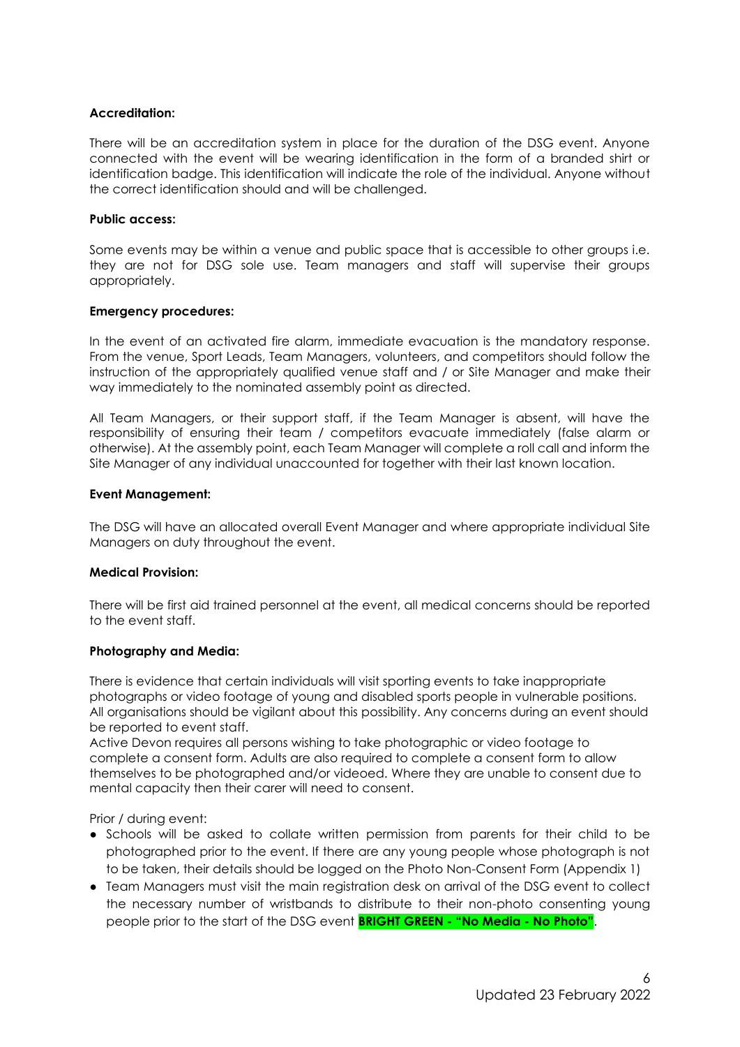**Accreditation:**

There will be an accreditation system in place for the duration of the DSG event. Anyone connected with the event will be wearing identification in the form of a branded shirt or identification badge. This identification will indicate the role of the individual. Anyone without the correct identification should and will be challenged.

**Public access:**

Some events may be within a venue and public space that is accessible to other groups i.e. they are not for DSG sole use. Team managers and staff will supervise their groups appropriately.

**Emergency procedures:**

In the event of an activated fire alarm, immediate evacuation is the mandatory response. From the venue, Sport Leads, Team Managers, volunteers, and competitors should follow the instruction of the appropriately qualified venue staff and / or Site Manager and make their way immediately to the nominated assembly point as directed.

All Team Managers, or their support staff, if the Team Manager is absent, will have the responsibility of ensuring their team / competitors evacuate immediately (false alarm or otherwise). At the assembly point, each Team Manager will complete a roll call and inform the Site Manager of any individual unaccounted for together with their last known location.

**Event Management:**

The DSG will have an allocated overall Event Manager and where appropriate individual Site Managers on duty throughout the event.

**Medical Provision:**

There will be first aid trained personnel at the event, all medical concerns should be reported to the event staff.

**Photography and Media:**

There is evidence that certain individuals will visit sporting events to take inappropriate photographs or video footage of young and disabled sports people in vulnerable positions. All organisations should be vigilant about this possibility. Any concerns during an event should be reported to event staff.
Active Devon requires all persons wishing to take photographic or video footage to complete a consent form. Adults are also required to complete a consent form to allow themselves to be photographed and/or videoed. Where they are unable to consent due to mental capacity then their carer will need to consent.

Prior / during event:

- Schools will be asked to collate written permission from parents for their child to be photographed prior to the event. If there are any young people whose photograph is not to be taken, their details should be logged on the Photo Non-Consent Form (Appendix 1)
- Team Managers must visit the main registration desk on arrival of the DSG event to collect the necessary number of wristbands to distribute to their non-photo consenting young people prior to the start of the DSG event **BRIGHT GREEN - "No Media - No Photo"**.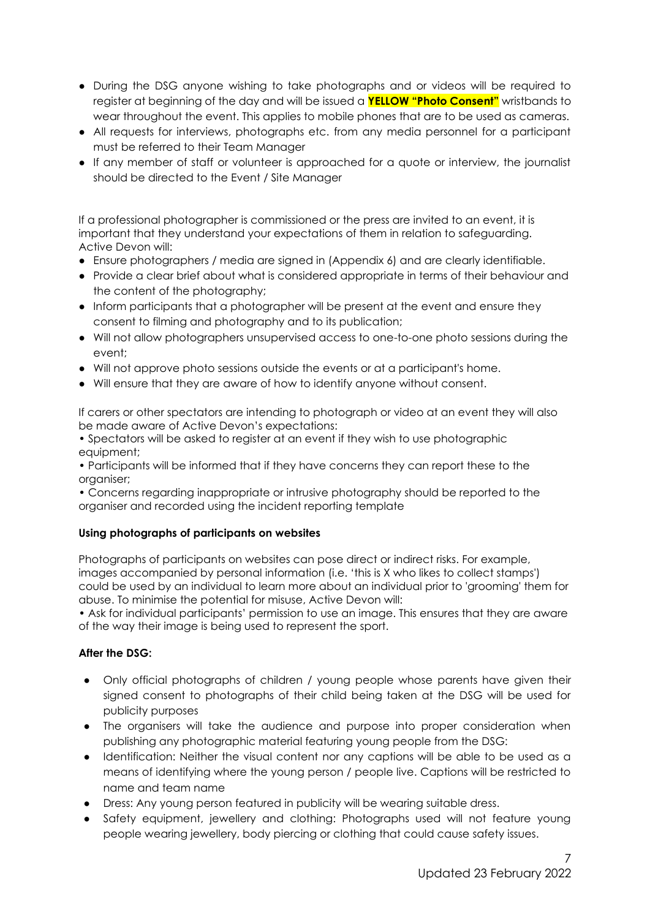- During the DSG anyone wishing to take photographs and or videos will be required to register at beginning of the day and will be issued a **YELLOW "Photo Consent"** wristbands to wear throughout the event. This applies to mobile phones that are to be used as cameras.
- All requests for interviews, photographs etc. from any media personnel for a participant must be referred to their Team Manager
- If any member of staff or volunteer is approached for a quote or interview, the journalist should be directed to the Event / Site Manager

If a professional photographer is commissioned or the press are invited to an event, it is important that they understand your expectations of them in relation to safeguarding. Active Devon will:

- Ensure photographers / media are signed in (Appendix 6) and are clearly identifiable.
- Provide a clear brief about what is considered appropriate in terms of their behaviour and the content of the photography;
- Inform participants that a photographer will be present at the event and ensure they consent to filming and photography and to its publication;
- Will not allow photographers unsupervised access to one-to-one photo sessions during the event;
- Will not approve photo sessions outside the events or at a participant's home.
- Will ensure that they are aware of how to identify anyone without consent.

If carers or other spectators are intending to photograph or video at an event they will also be made aware of Active Devon's expectations:

- Spectators will be asked to register at an event if they wish to use photographic equipment;
- Participants will be informed that if they have concerns they can report these to the organiser;
- Concerns regarding inappropriate or intrusive photography should be reported to the organiser and recorded using the incident reporting template

**Using photographs of participants on websites**

Photographs of participants on websites can pose direct or indirect risks. For example, images accompanied by personal information (i.e. 'this is X who likes to collect stamps') could be used by an individual to learn more about an individual prior to 'grooming' them for abuse. To minimise the potential for misuse, Active Devon will:

- Ask for individual participants' permission to use an image. This ensures that they are aware of the way their image is being used to represent the sport.

**After the DSG:**

- Only official photographs of children / young people whose parents have given their signed consent to photographs of their child being taken at the DSG will be used for publicity purposes
- The organisers will take the audience and purpose into proper consideration when publishing any photographic material featuring young people from the DSG:
- Identification: Neither the visual content nor any captions will be able to be used as a means of identifying where the young person / people live. Captions will be restricted to name and team name
- Dress: Any young person featured in publicity will be wearing suitable dress.
- Safety equipment, jewellery and clothing: Photographs used will not feature young people wearing jewellery, body piercing or clothing that could cause safety issues.

Updated 23 February 2022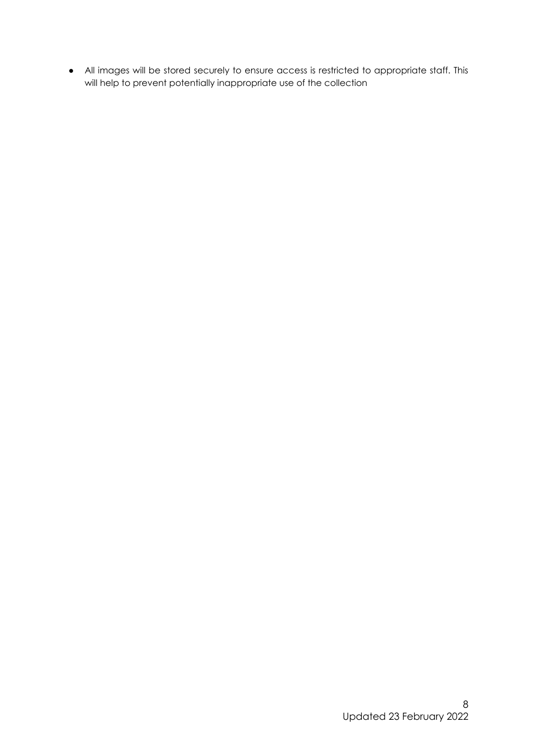- All images will be stored securely to ensure access is restricted to appropriate staff. This will help to prevent potentially inappropriate use of the collection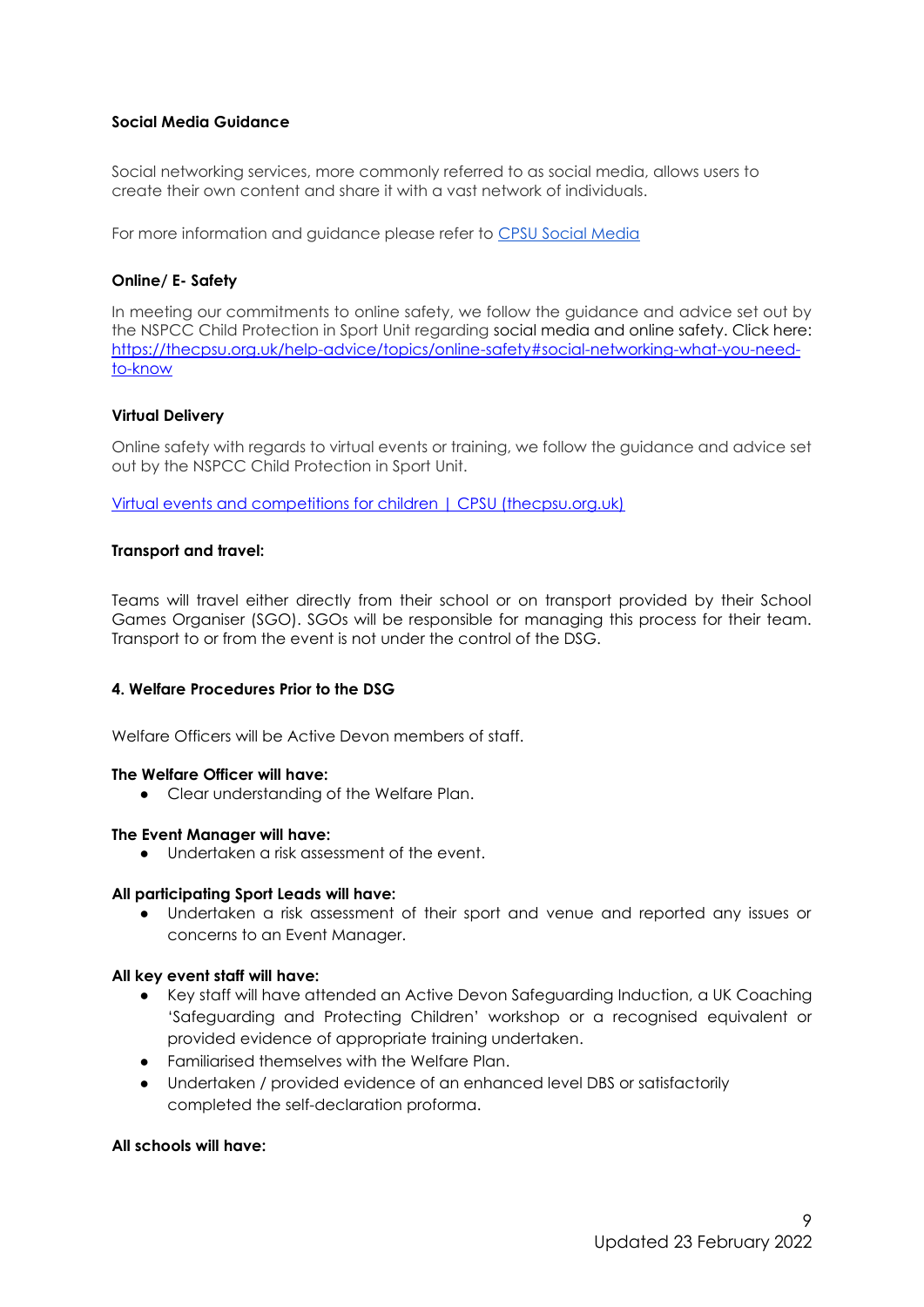**Social Media Guidance**

Social networking services, more commonly referred to as social media, allows users to create their own content and share it with a vast network of individuals.

For more information and guidance please refer to [CPSU Social Media](#)

**Online/ E- Safety**

In meeting our commitments to online safety, we follow the guidance and advice set out by the NSPCC Child Protection in Sport Unit regarding social media and online safety. Click here: [https://thecpsu.org.uk/help-advice/topics/online-safety#social-networking-what-you-need-to-know](https://thecpsu.org.uk/help-advice/topics/online-safety#social-networking-what-you-need-to-know)

**Virtual Delivery**

Online safety with regards to virtual events or training, we follow the guidance and advice set out by the NSPCC Child Protection in Sport Unit.

[Virtual events and competitions for children | CPSU (thecpsu.org.uk)](#)

**Transport and travel:**

Teams will travel either directly from their school or on transport provided by their School Games Organiser (SGO). SGOs will be responsible for managing this process for their team. Transport to or from the event is not under the control of the DSG.

**4. Welfare Procedures Prior to the DSG**

Welfare Officers will be Active Devon members of staff.

**The Welfare Officer will have:**

- Clear understanding of the Welfare Plan.

**The Event Manager will have:**

- Undertaken a risk assessment of the event.

**All participating Sport Leads will have:**

- Undertaken a risk assessment of their sport and venue and reported any issues or concerns to an Event Manager.

**All key event staff will have:**

- Key staff will have attended an Active Devon Safeguarding Induction, a UK Coaching 'Safeguarding and Protecting Children' workshop or a recognised equivalent or provided evidence of appropriate training undertaken.
- Familiarised themselves with the Welfare Plan.
- Undertaken / provided evidence of an enhanced level DBS or satisfactorily completed the self-declaration proforma.

**All schools will have:**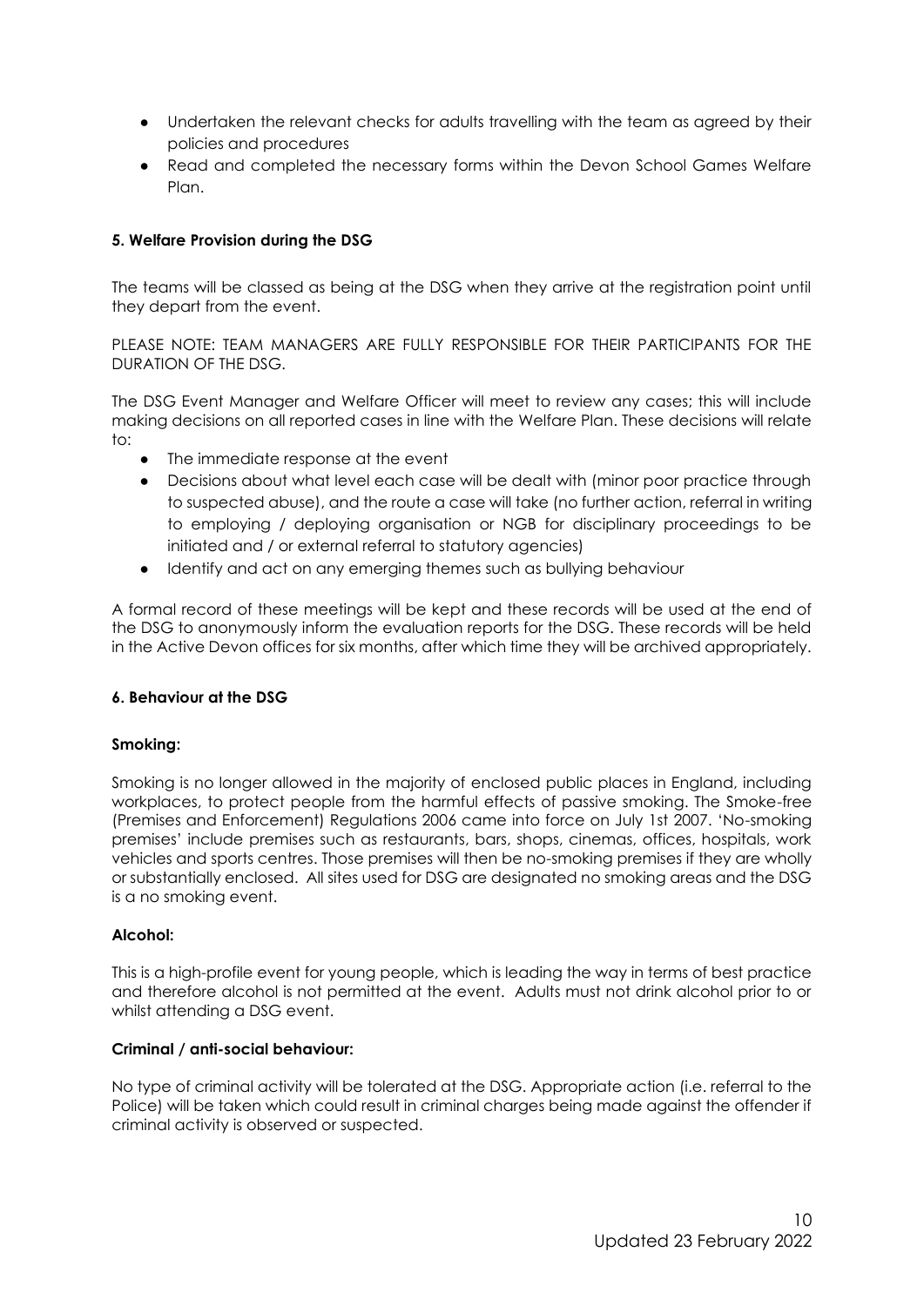- Undertaken the relevant checks for adults travelling with the team as agreed by their policies and procedures
- Read and completed the necessary forms within the Devon School Games Welfare Plan.

**5. Welfare Provision during the DSG**

The teams will be classed as being at the DSG when they arrive at the registration point until they depart from the event.

PLEASE NOTE: TEAM MANAGERS ARE FULLY RESPONSIBLE FOR THEIR PARTICIPANTS FOR THE DURATION OF THE DSG.

The DSG Event Manager and Welfare Officer will meet to review any cases; this will include making decisions on all reported cases in line with the Welfare Plan. These decisions will relate to:

- The immediate response at the event
- Decisions about what level each case will be dealt with (minor poor practice through to suspected abuse), and the route a case will take (no further action, referral in writing to employing / deploying organisation or NGB for disciplinary proceedings to be initiated and / or external referral to statutory agencies)
- Identify and act on any emerging themes such as bullying behaviour

A formal record of these meetings will be kept and these records will be used at the end of the DSG to anonymously inform the evaluation reports for the DSG. These records will be held in the Active Devon offices for six months, after which time they will be archived appropriately.

**6. Behaviour at the DSG**

**Smoking:**

Smoking is no longer allowed in the majority of enclosed public places in England, including workplaces, to protect people from the harmful effects of passive smoking. The Smoke-free (Premises and Enforcement) Regulations 2006 came into force on July 1st 2007. 'No-smoking premises' include premises such as restaurants, bars, shops, cinemas, offices, hospitals, work vehicles and sports centres. Those premises will then be no-smoking premises if they are wholly or substantially enclosed. All sites used for DSG are designated no smoking areas and the DSG is a no smoking event.

**Alcohol:**

This is a high-profile event for young people, which is leading the way in terms of best practice and therefore alcohol is not permitted at the event. Adults must not drink alcohol prior to or whilst attending a DSG event.

**Criminal / anti-social behaviour:**

No type of criminal activity will be tolerated at the DSG. Appropriate action (i.e. referral to the Police) will be taken which could result in criminal charges being made against the offender if criminal activity is observed or suspected.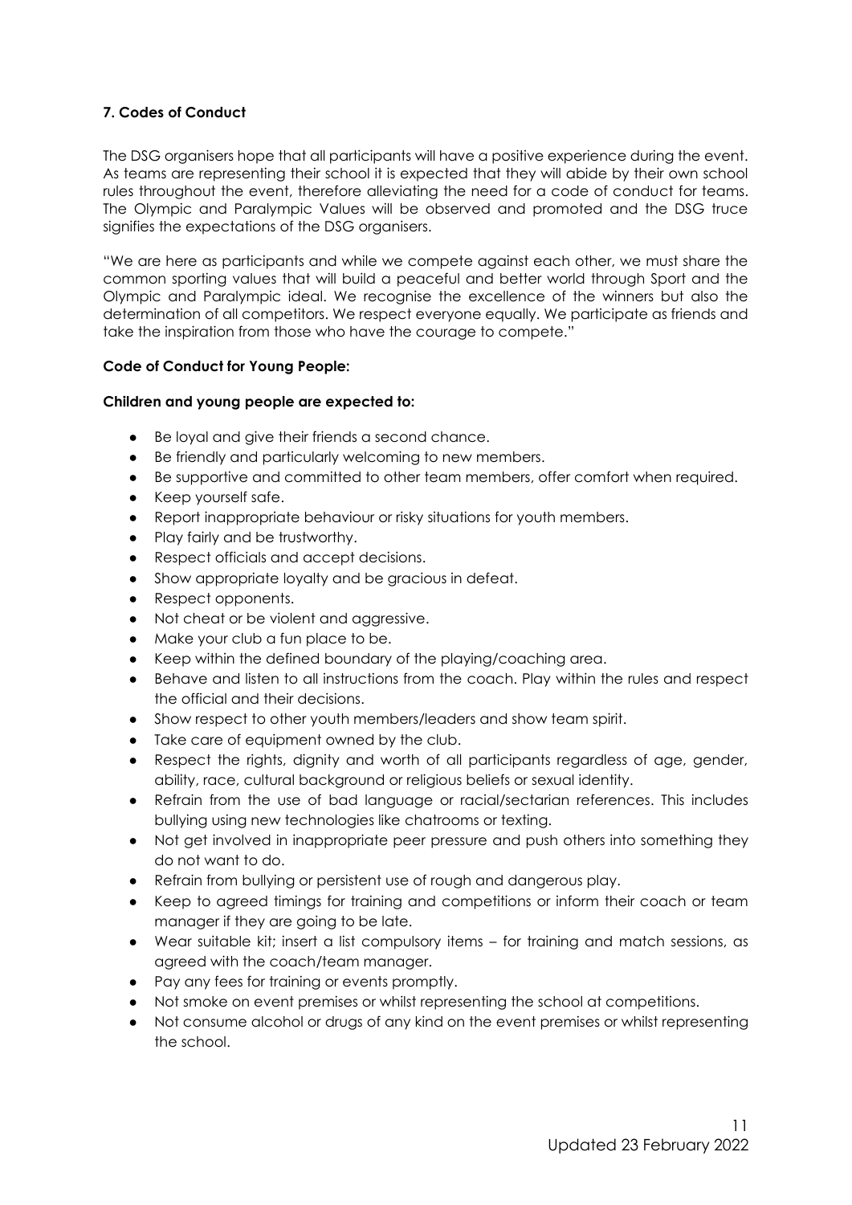**7. Codes of Conduct**

The DSG organisers hope that all participants will have a positive experience during the event. As teams are representing their school it is expected that they will abide by their own school rules throughout the event, therefore alleviating the need for a code of conduct for teams. The Olympic and Paralympic Values will be observed and promoted and the DSG truce signifies the expectations of the DSG organisers.

"We are here as participants and while we compete against each other, we must share the common sporting values that will build a peaceful and better world through Sport and the Olympic and Paralympic ideal. We recognise the excellence of the winners but also the determination of all competitors. We respect everyone equally. We participate as friends and take the inspiration from those who have the courage to compete."

**Code of Conduct for Young People:**

**Children and young people are expected to:**

- Be loyal and give their friends a second chance.
- Be friendly and particularly welcoming to new members.
- Be supportive and committed to other team members, offer comfort when required.
- Keep yourself safe.
- Report inappropriate behaviour or risky situations for youth members.
- Play fairly and be trustworthy.
- Respect officials and accept decisions.
- Show appropriate loyalty and be gracious in defeat.
- Respect opponents.
- Not cheat or be violent and aggressive.
- Make your club a fun place to be.
- Keep within the defined boundary of the playing/coaching area.
- Behave and listen to all instructions from the coach. Play within the rules and respect the official and their decisions.
- Show respect to other youth members/leaders and show team spirit.
- Take care of equipment owned by the club.
- Respect the rights, dignity and worth of all participants regardless of age, gender, ability, race, cultural background or religious beliefs or sexual identity.
- Refrain from the use of bad language or racial/sectarian references. This includes bullying using new technologies like chatrooms or texting.
- Not get involved in inappropriate peer pressure and push others into something they do not want to do.
- Refrain from bullying or persistent use of rough and dangerous play.
- Keep to agreed timings for training and competitions or inform their coach or team manager if they are going to be late.
- Wear suitable kit; insert a list compulsory items – for training and match sessions, as agreed with the coach/team manager.
- Pay any fees for training or events promptly.
- Not smoke on event premises or whilst representing the school at competitions.
- Not consume alcohol or drugs of any kind on the event premises or whilst representing the school.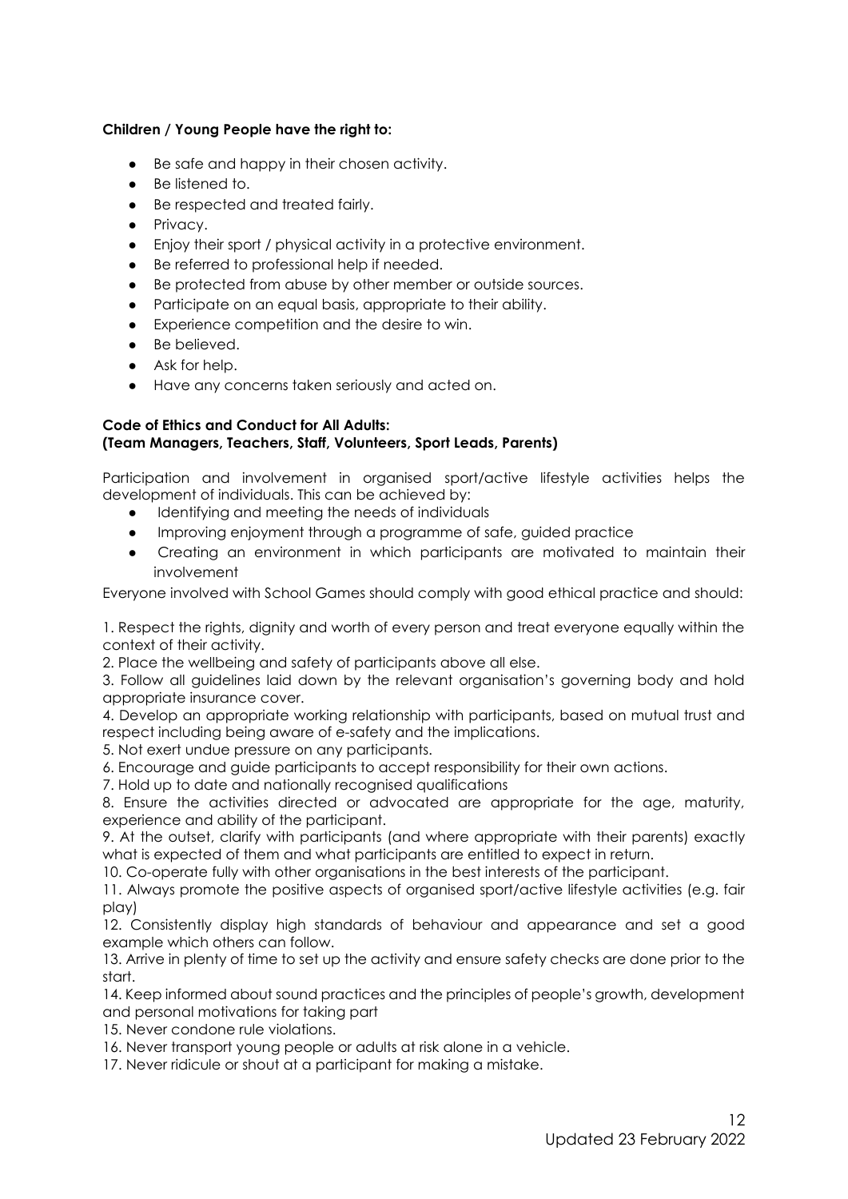**Children / Young People have the right to:**

- Be safe and happy in their chosen activity.
- Be listened to.
- Be respected and treated fairly.
- Privacy.
- Enjoy their sport / physical activity in a protective environment.
- Be referred to professional help if needed.
- Be protected from abuse by other member or outside sources.
- Participate on an equal basis, appropriate to their ability.
- Experience competition and the desire to win.
- Be believed.
- Ask for help.
- Have any concerns taken seriously and acted on.

**Code of Ethics and Conduct for All Adults:**
**(Team Managers, Teachers, Staff, Volunteers, Sport Leads, Parents)**

Participation and involvement in organised sport/active lifestyle activities helps the development of individuals. This can be achieved by:

- Identifying and meeting the needs of individuals
- Improving enjoyment through a programme of safe, guided practice
- Creating an environment in which participants are motivated to maintain their involvement

Everyone involved with School Games should comply with good ethical practice and should:

1. Respect the rights, dignity and worth of every person and treat everyone equally within the context of their activity.
2. Place the wellbeing and safety of participants above all else.
3. Follow all guidelines laid down by the relevant organisation's governing body and hold appropriate insurance cover.
4. Develop an appropriate working relationship with participants, based on mutual trust and respect including being aware of e-safety and the implications.
5. Not exert undue pressure on any participants.
6. Encourage and guide participants to accept responsibility for their own actions.
7. Hold up to date and nationally recognised qualifications
8. Ensure the activities directed or advocated are appropriate for the age, maturity, experience and ability of the participant.
9. At the outset, clarify with participants (and where appropriate with their parents) exactly what is expected of them and what participants are entitled to expect in return.
10. Co-operate fully with other organisations in the best interests of the participant.
11. Always promote the positive aspects of organised sport/active lifestyle activities (e.g. fair play)
12. Consistently display high standards of behaviour and appearance and set a good example which others can follow.
13. Arrive in plenty of time to set up the activity and ensure safety checks are done prior to the start.
14. Keep informed about sound practices and the principles of people's growth, development and personal motivations for taking part
15. Never condone rule violations.
16. Never transport young people or adults at risk alone in a vehicle.
17. Never ridicule or shout at a participant for making a mistake.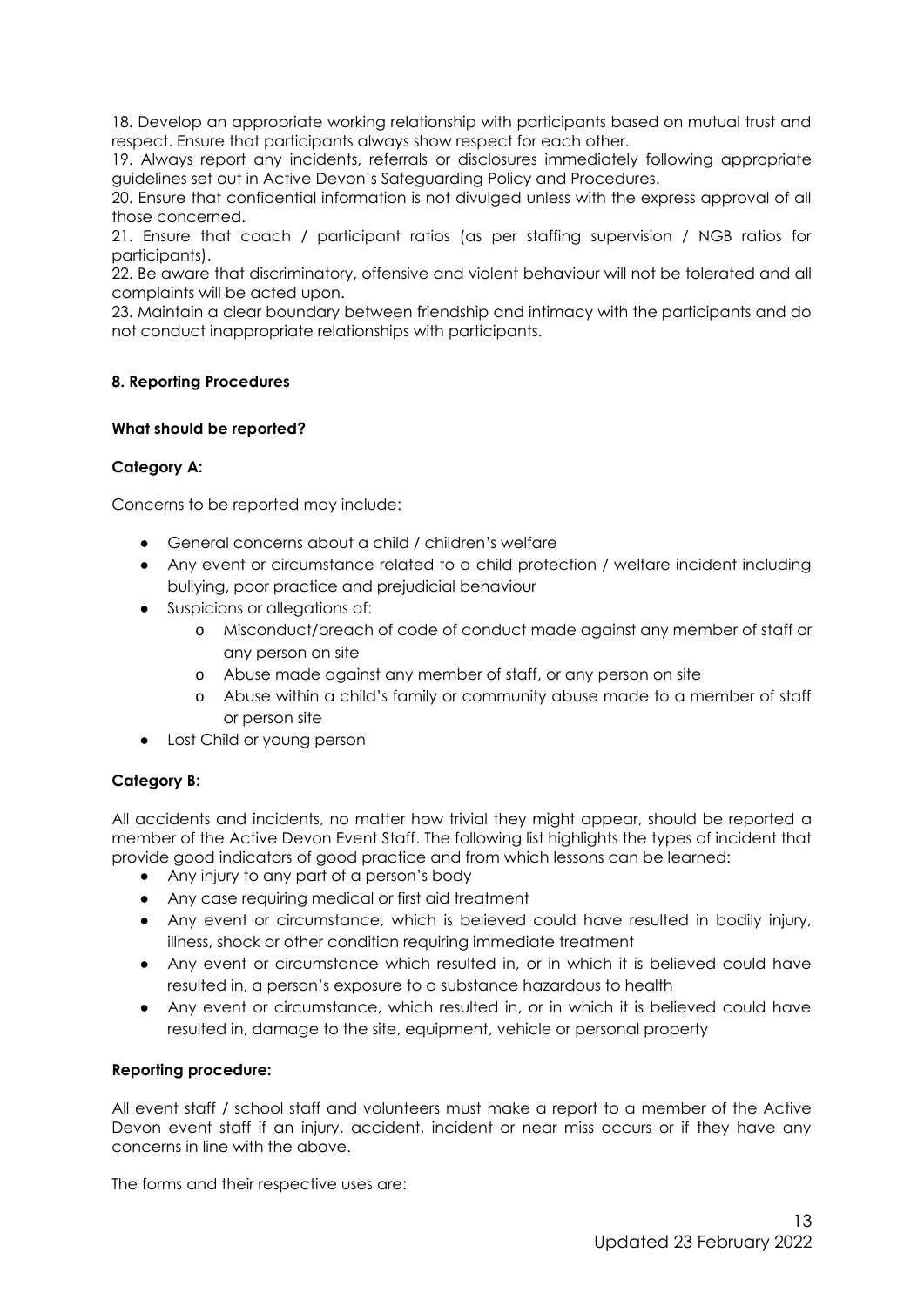18. Develop an appropriate working relationship with participants based on mutual trust and respect. Ensure that participants always show respect for each other.
19. Always report any incidents, referrals or disclosures immediately following appropriate guidelines set out in Active Devon's Safeguarding Policy and Procedures.
20. Ensure that confidential information is not divulged unless with the express approval of all those concerned.
21. Ensure that coach / participant ratios (as per staffing supervision / NGB ratios for participants).
22. Be aware that discriminatory, offensive and violent behaviour will not be tolerated and all complaints will be acted upon.
23. Maintain a clear boundary between friendship and intimacy with the participants and do not conduct inappropriate relationships with participants.

## 8. Reporting Procedures

### What should be reported?

#### Category A:

Concerns to be reported may include:

- General concerns about a child / children's welfare
- Any event or circumstance related to a child protection / welfare incident including bullying, poor practice and prejudicial behaviour
- Suspicions or allegations of:
  - Misconduct/breach of code of conduct made against any member of staff or any person on site
  - Abuse made against any member of staff, or any person on site
  - Abuse within a child's family or community abuse made to a member of staff or person site
- Lost Child or young person

#### Category B:

All accidents and incidents, no matter how trivial they might appear, should be reported a member of the Active Devon Event Staff. The following list highlights the types of incident that provide good indicators of good practice and from which lessons can be learned:

- Any injury to any part of a person's body
- Any case requiring medical or first aid treatment
- Any event or circumstance, which is believed could have resulted in bodily injury, illness, shock or other condition requiring immediate treatment
- Any event or circumstance which resulted in, or in which it is believed could have resulted in, a person's exposure to a substance hazardous to health
- Any event or circumstance, which resulted in, or in which it is believed could have resulted in, damage to the site, equipment, vehicle or personal property

### Reporting procedure:

All event staff / school staff and volunteers must make a report to a member of the Active Devon event staff if an injury, accident, incident or near miss occurs or if they have any concerns in line with the above.

The forms and their respective uses are: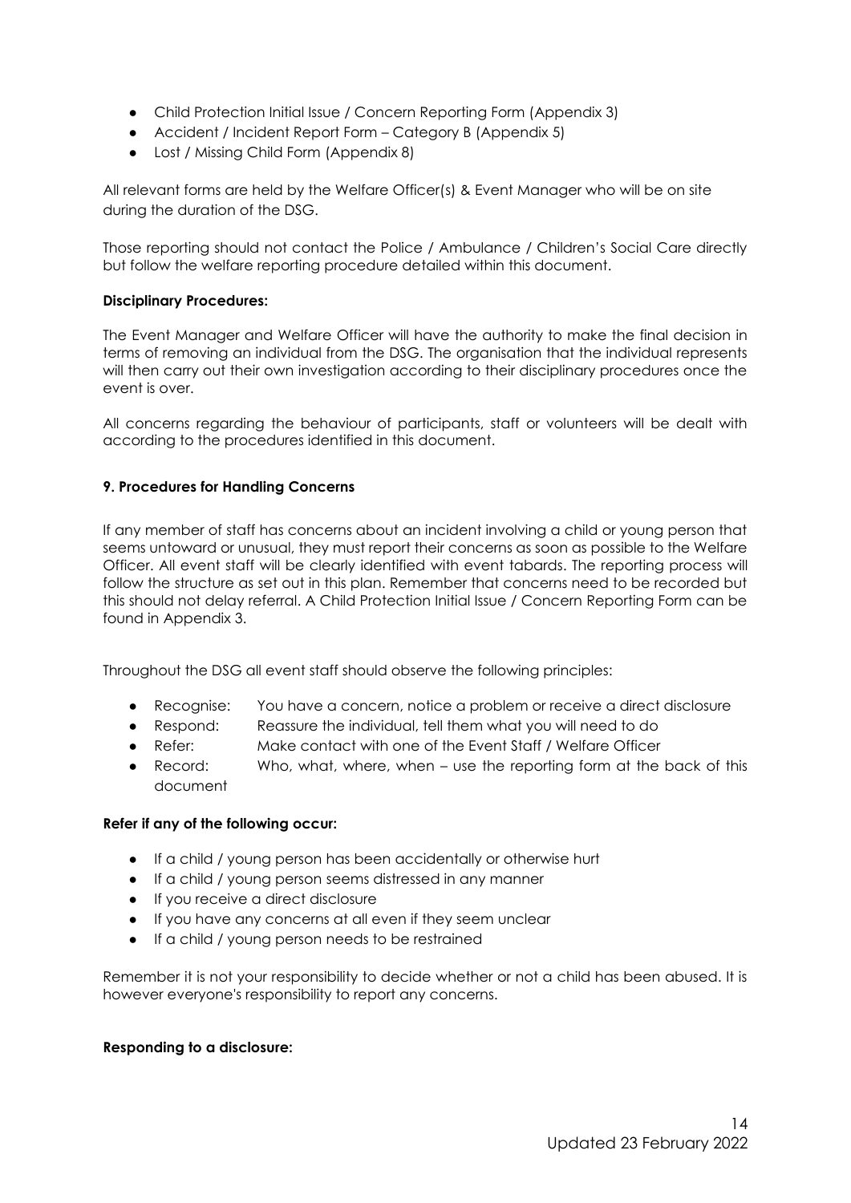- Child Protection Initial Issue / Concern Reporting Form (Appendix 3)
- Accident / Incident Report Form – Category B (Appendix 5)
- Lost / Missing Child Form (Appendix 8)

All relevant forms are held by the Welfare Officer(s) & Event Manager who will be on site during the duration of the DSG.

Those reporting should not contact the Police / Ambulance / Children's Social Care directly but follow the welfare reporting procedure detailed within this document.

**Disciplinary Procedures:**

The Event Manager and Welfare Officer will have the authority to make the final decision in terms of removing an individual from the DSG. The organisation that the individual represents will then carry out their own investigation according to their disciplinary procedures once the event is over.

All concerns regarding the behaviour of participants, staff or volunteers will be dealt with according to the procedures identified in this document.

### 9. Procedures for Handling Concerns

If any member of staff has concerns about an incident involving a child or young person that seems untoward or unusual, they must report their concerns as soon as possible to the Welfare Officer. All event staff will be clearly identified with event tabards. The reporting process will follow the structure as set out in this plan. Remember that concerns need to be recorded but this should not delay referral. A Child Protection Initial Issue / Concern Reporting Form can be found in Appendix 3.

Throughout the DSG all event staff should observe the following principles:

- Recognise: You have a concern, notice a problem or receive a direct disclosure
- Respond: Reassure the individual, tell them what you will need to do
- Refer: Make contact with one of the Event Staff / Welfare Officer
- Record: Who, what, where, when – use the reporting form at the back of this document

**Refer if any of the following occur:**

- If a child / young person has been accidentally or otherwise hurt
- If a child / young person seems distressed in any manner
- If you receive a direct disclosure
- If you have any concerns at all even if they seem unclear
- If a child / young person needs to be restrained

Remember it is not your responsibility to decide whether or not a child has been abused. It is however everyone's responsibility to report any concerns.

**Responding to a disclosure:**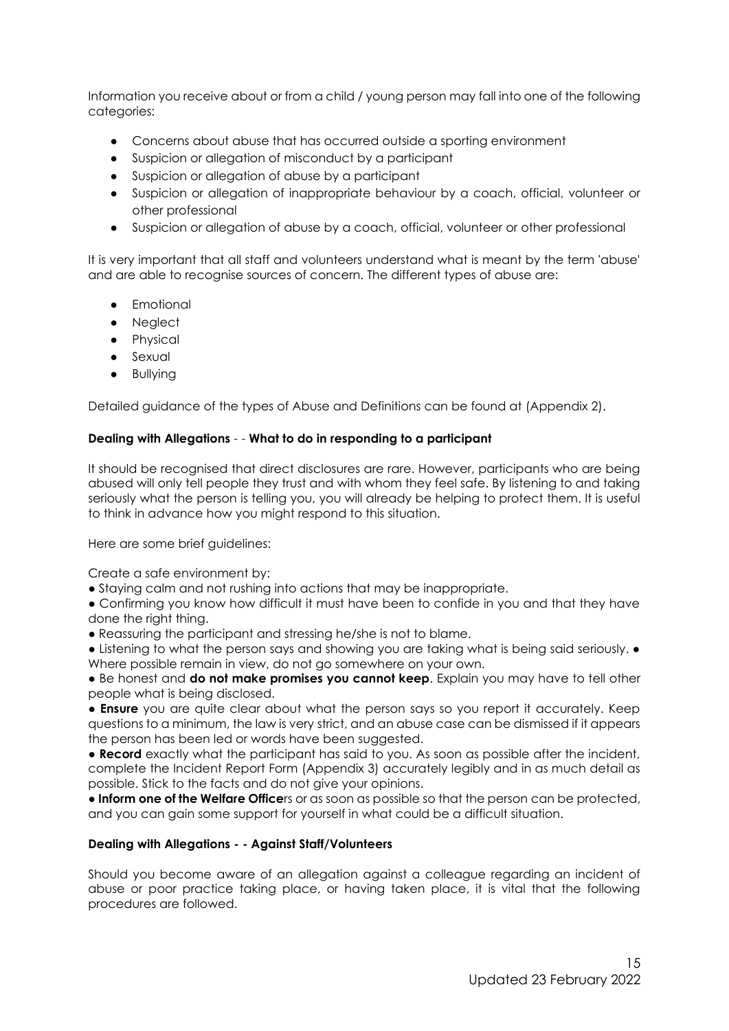Information you receive about or from a child / young person may fall into one of the following categories:

- Concerns about abuse that has occurred outside a sporting environment
- Suspicion or allegation of misconduct by a participant
- Suspicion or allegation of abuse by a participant
- Suspicion or allegation of inappropriate behaviour by a coach, official, volunteer or other professional
- Suspicion or allegation of abuse by a coach, official, volunteer or other professional

It is very important that all staff and volunteers understand what is meant by the term 'abuse' and are able to recognise sources of concern. The different types of abuse are:

- Emotional
- Neglect
- Physical
- Sexual
- Bullying

Detailed guidance of the types of Abuse and Definitions can be found at (Appendix 2).

**Dealing with Allegations** - - **What to do in responding to a participant**

It should be recognised that direct disclosures are rare. However, participants who are being abused will only tell people they trust and with whom they feel safe. By listening to and taking seriously what the person is telling you, you will already be helping to protect them. It is useful to think in advance how you might respond to this situation.

Here are some brief guidelines:

Create a safe environment by:

- Staying calm and not rushing into actions that may be inappropriate.
- Confirming you know how difficult it must have been to confide in you and that they have done the right thing.
- Reassuring the participant and stressing he/she is not to blame.
- Listening to what the person says and showing you are taking what is being said seriously.
- Where possible remain in view, do not go somewhere on your own.
- Be honest and **do not make promises you cannot keep**. Explain you may have to tell other people what is being disclosed.
- **Ensure** you are quite clear about what the person says so you report it accurately. Keep questions to a minimum, the law is very strict, and an abuse case can be dismissed if it appears the person has been led or words have been suggested.
- **Record** exactly what the participant has said to you. As soon as possible after the incident, complete the Incident Report Form (Appendix 3) accurately legibly and in as much detail as possible. Stick to the facts and do not give your opinions.
- **Inform one of the Welfare Office**rs or as soon as possible so that the person can be protected, and you can gain some support for yourself in what could be a difficult situation.

**Dealing with Allegations - - Against Staff/Volunteers**

Should you become aware of an allegation against a colleague regarding an incident of abuse or poor practice taking place, or having taken place, it is vital that the following procedures are followed.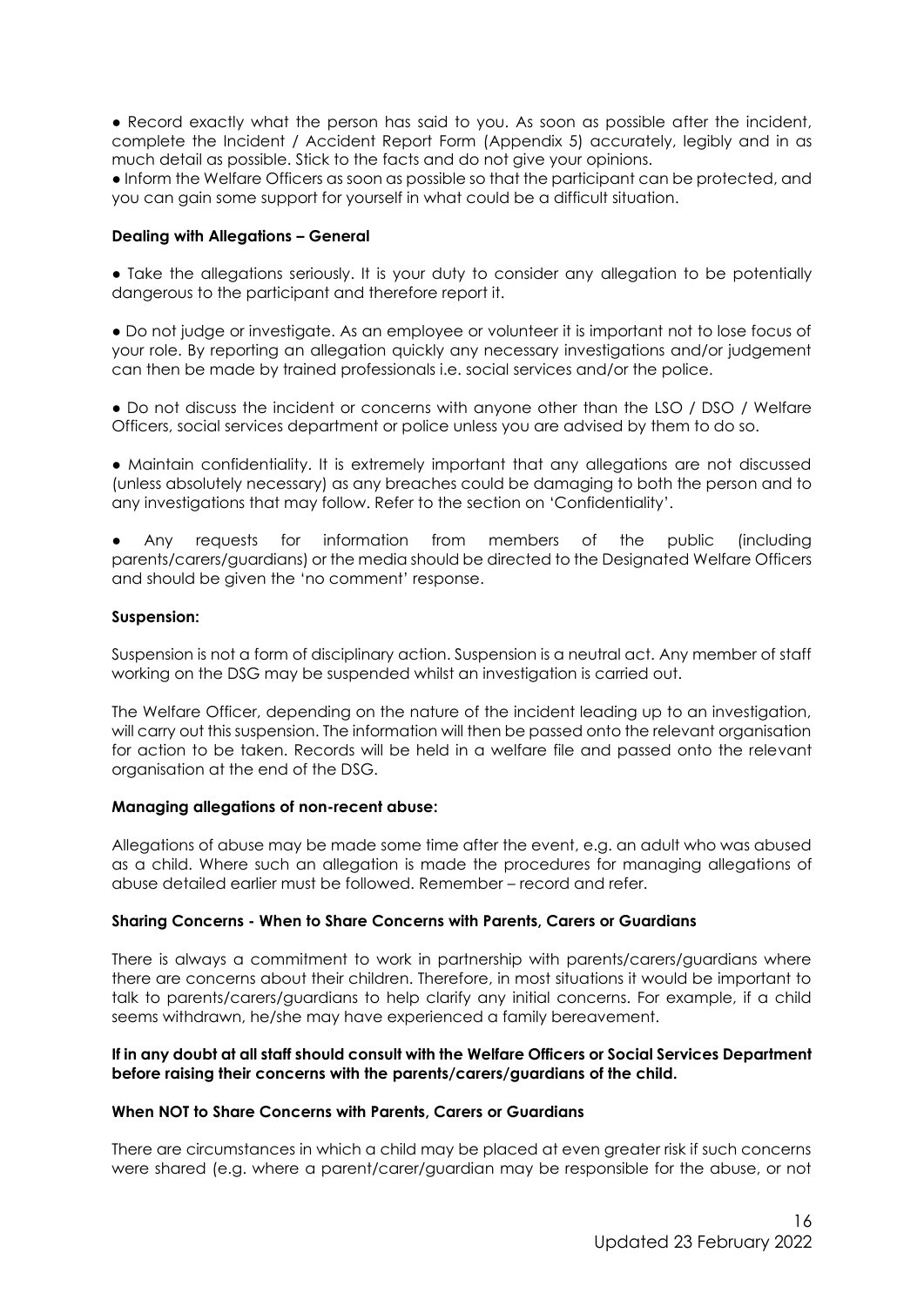- Record exactly what the person has said to you. As soon as possible after the incident, complete the Incident / Accident Report Form (Appendix 5) accurately, legibly and in as much detail as possible. Stick to the facts and do not give your opinions.
- Inform the Welfare Officers as soon as possible so that the participant can be protected, and you can gain some support for yourself in what could be a difficult situation.

**Dealing with Allegations – General**

- Take the allegations seriously. It is your duty to consider any allegation to be potentially dangerous to the participant and therefore report it.

- Do not judge or investigate. As an employee or volunteer it is important not to lose focus of your role. By reporting an allegation quickly any necessary investigations and/or judgement can then be made by trained professionals i.e. social services and/or the police.

- Do not discuss the incident or concerns with anyone other than the LSO / DSO / Welfare Officers, social services department or police unless you are advised by them to do so.

- Maintain confidentiality. It is extremely important that any allegations are not discussed (unless absolutely necessary) as any breaches could be damaging to both the person and to any investigations that may follow. Refer to the section on 'Confidentiality'.

- Any requests for information from members of the public (including parents/carers/guardians) or the media should be directed to the Designated Welfare Officers and should be given the 'no comment' response.

**Suspension:**

Suspension is not a form of disciplinary action. Suspension is a neutral act. Any member of staff working on the DSG may be suspended whilst an investigation is carried out.

The Welfare Officer, depending on the nature of the incident leading up to an investigation, will carry out this suspension. The information will then be passed onto the relevant organisation for action to be taken. Records will be held in a welfare file and passed onto the relevant organisation at the end of the DSG.

**Managing allegations of non-recent abuse:**

Allegations of abuse may be made some time after the event, e.g. an adult who was abused as a child. Where such an allegation is made the procedures for managing allegations of abuse detailed earlier must be followed. Remember – record and refer.

**Sharing Concerns - When to Share Concerns with Parents, Carers or Guardians**

There is always a commitment to work in partnership with parents/carers/guardians where there are concerns about their children. Therefore, in most situations it would be important to talk to parents/carers/guardians to help clarify any initial concerns. For example, if a child seems withdrawn, he/she may have experienced a family bereavement.

**If in any doubt at all staff should consult with the Welfare Officers or Social Services Department before raising their concerns with the parents/carers/guardians of the child.**

**When NOT to Share Concerns with Parents, Carers or Guardians**

There are circumstances in which a child may be placed at even greater risk if such concerns were shared (e.g. where a parent/carer/guardian may be responsible for the abuse, or not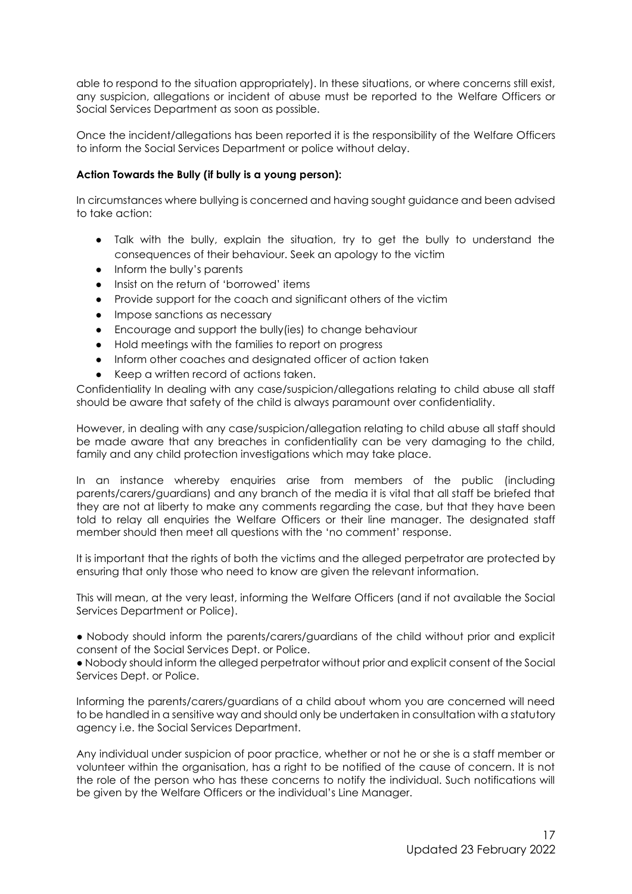able to respond to the situation appropriately). In these situations, or where concerns still exist, any suspicion, allegations or incident of abuse must be reported to the Welfare Officers or Social Services Department as soon as possible.

Once the incident/allegations has been reported it is the responsibility of the Welfare Officers to inform the Social Services Department or police without delay.

**Action Towards the Bully (if bully is a young person):**

In circumstances where bullying is concerned and having sought guidance and been advised to take action:

- Talk with the bully, explain the situation, try to get the bully to understand the consequences of their behaviour. Seek an apology to the victim
- Inform the bully's parents
- Insist on the return of 'borrowed' items
- Provide support for the coach and significant others of the victim
- Impose sanctions as necessary
- Encourage and support the bully(ies) to change behaviour
- Hold meetings with the families to report on progress
- Inform other coaches and designated officer of action taken
- Keep a written record of actions taken.

Confidentiality In dealing with any case/suspicion/allegations relating to child abuse all staff should be aware that safety of the child is always paramount over confidentiality.

However, in dealing with any case/suspicion/allegation relating to child abuse all staff should be made aware that any breaches in confidentiality can be very damaging to the child, family and any child protection investigations which may take place.

In an instance whereby enquiries arise from members of the public (including parents/carers/guardians) and any branch of the media it is vital that all staff be briefed that they are not at liberty to make any comments regarding the case, but that they have been told to relay all enquiries the Welfare Officers or their line manager. The designated staff member should then meet all questions with the 'no comment' response.

It is important that the rights of both the victims and the alleged perpetrator are protected by ensuring that only those who need to know are given the relevant information.

This will mean, at the very least, informing the Welfare Officers (and if not available the Social Services Department or Police).

- Nobody should inform the parents/carers/guardians of the child without prior and explicit consent of the Social Services Dept. or Police.
- Nobody should inform the alleged perpetrator without prior and explicit consent of the Social Services Dept. or Police.

Informing the parents/carers/guardians of a child about whom you are concerned will need to be handled in a sensitive way and should only be undertaken in consultation with a statutory agency i.e. the Social Services Department.

Any individual under suspicion of poor practice, whether or not he or she is a staff member or volunteer within the organisation, has a right to be notified of the cause of concern. It is not the role of the person who has these concerns to notify the individual. Such notifications will be given by the Welfare Officers or the individual's Line Manager.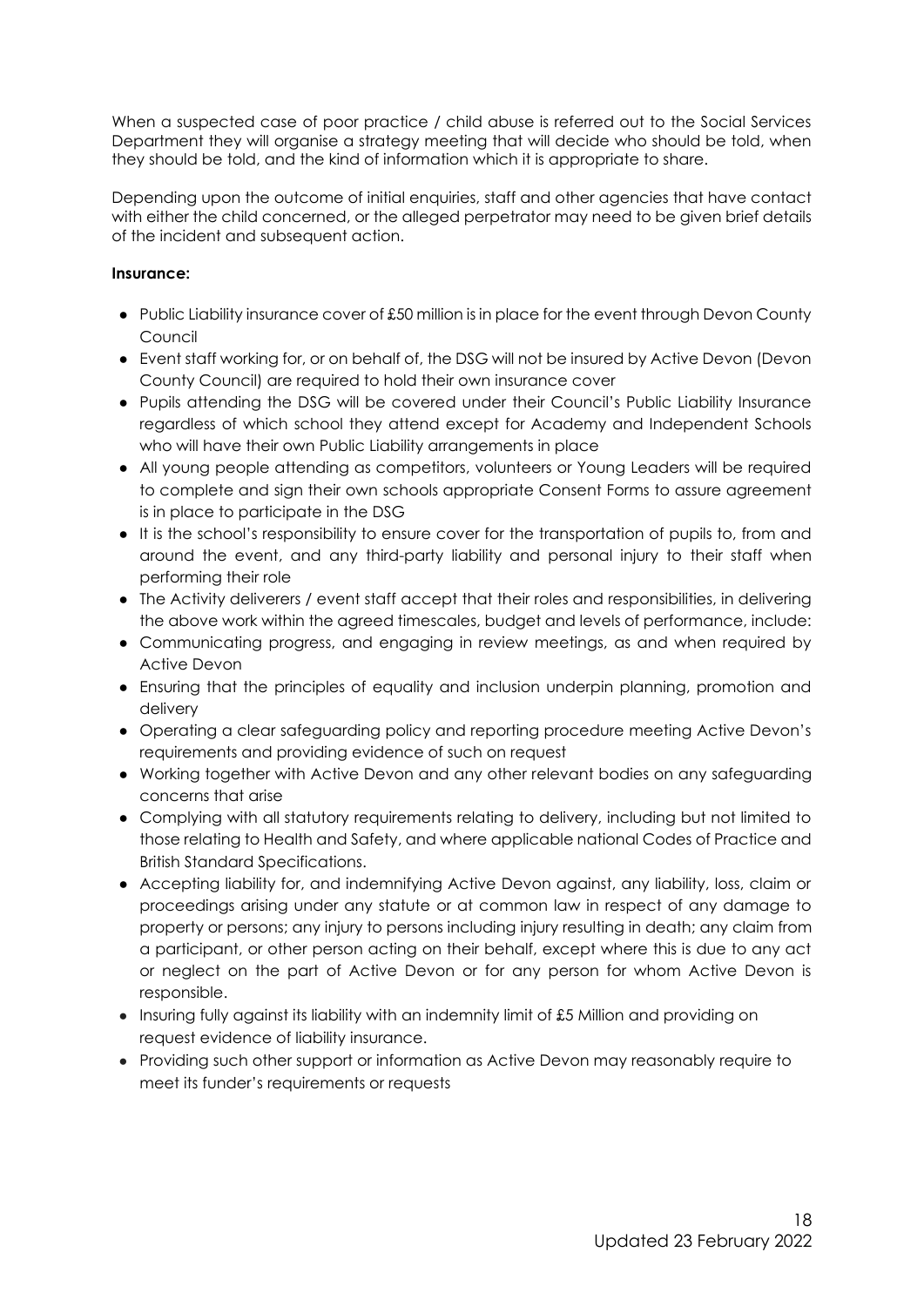When a suspected case of poor practice / child abuse is referred out to the Social Services Department they will organise a strategy meeting that will decide who should be told, when they should be told, and the kind of information which it is appropriate to share.

Depending upon the outcome of initial enquiries, staff and other agencies that have contact with either the child concerned, or the alleged perpetrator may need to be given brief details of the incident and subsequent action.

**Insurance:**

- Public Liability insurance cover of £50 million is in place for the event through Devon County Council
- Event staff working for, or on behalf of, the DSG will not be insured by Active Devon (Devon County Council) are required to hold their own insurance cover
- Pupils attending the DSG will be covered under their Council's Public Liability Insurance regardless of which school they attend except for Academy and Independent Schools who will have their own Public Liability arrangements in place
- All young people attending as competitors, volunteers or Young Leaders will be required to complete and sign their own schools appropriate Consent Forms to assure agreement is in place to participate in the DSG
- It is the school's responsibility to ensure cover for the transportation of pupils to, from and around the event, and any third-party liability and personal injury to their staff when performing their role
- The Activity deliverers / event staff accept that their roles and responsibilities, in delivering the above work within the agreed timescales, budget and levels of performance, include:
- Communicating progress, and engaging in review meetings, as and when required by Active Devon
- Ensuring that the principles of equality and inclusion underpin planning, promotion and delivery
- Operating a clear safeguarding policy and reporting procedure meeting Active Devon's requirements and providing evidence of such on request
- Working together with Active Devon and any other relevant bodies on any safeguarding concerns that arise
- Complying with all statutory requirements relating to delivery, including but not limited to those relating to Health and Safety, and where applicable national Codes of Practice and British Standard Specifications.
- Accepting liability for, and indemnifying Active Devon against, any liability, loss, claim or proceedings arising under any statute or at common law in respect of any damage to property or persons; any injury to persons including injury resulting in death; any claim from a participant, or other person acting on their behalf, except where this is due to any act or neglect on the part of Active Devon or for any person for whom Active Devon is responsible.
- Insuring fully against its liability with an indemnity limit of £5 Million and providing on request evidence of liability insurance.
- Providing such other support or information as Active Devon may reasonably require to meet its funder's requirements or requests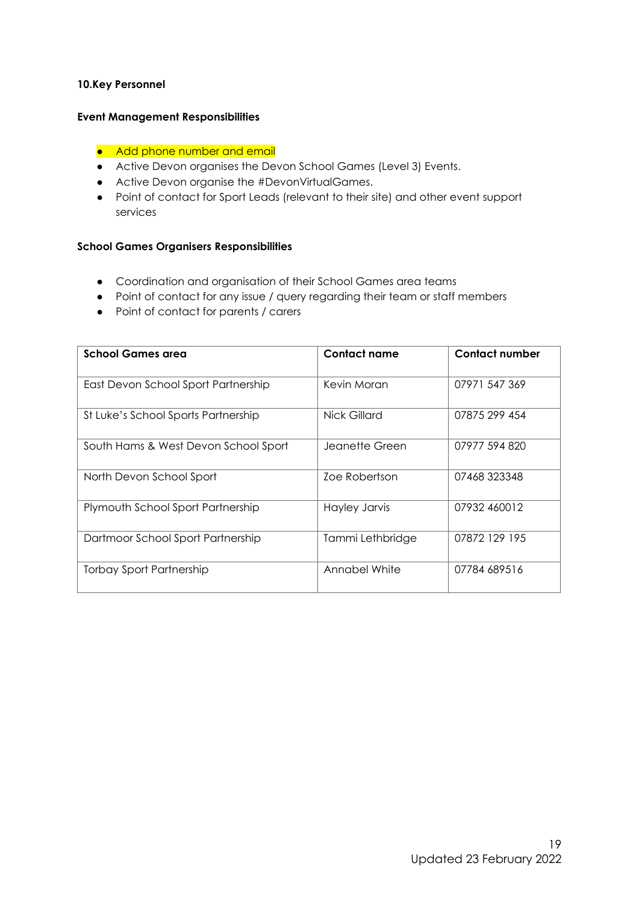## 10.Key Personnel

### Event Management Responsibilities

- Add phone number and email
- Active Devon organises the Devon School Games (Level 3) Events.
- Active Devon organise the #DevonVirtualGames.
- Point of contact for Sport Leads (relevant to their site) and other event support services

### School Games Organisers Responsibilities

- Coordination and organisation of their School Games area teams
- Point of contact for any issue / query regarding their team or staff members
- Point of contact for parents / carers

| School Games area | Contact name | Contact number |
|---|---|---|
| East Devon School Sport Partnership | Kevin Moran | 07971 547 369 |
| St Luke's School Sports Partnership | Nick Gillard | 07875 299 454 |
| South Hams & West Devon School Sport | Jeanette Green | 07977 594 820 |
| North Devon School Sport | Zoe Robertson | 07468 323348 |
| Plymouth School Sport Partnership | Hayley Jarvis | 07932 460012 |
| Dartmoor School Sport Partnership | Tammi Lethbridge | 07872 129 195 |
| Torbay Sport Partnership | Annabel White | 07784 689516 |

Updated 23 February 2022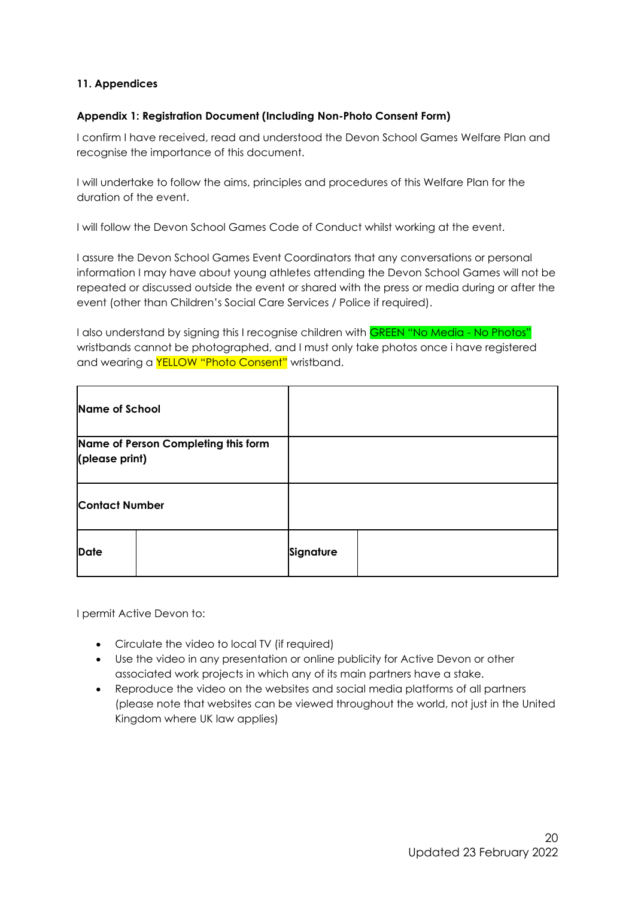## 11. Appendices

### Appendix 1: Registration Document (Including Non-Photo Consent Form)

I confirm I have received, read and understood the Devon School Games Welfare Plan and recognise the importance of this document.

I will undertake to follow the aims, principles and procedures of this Welfare Plan for the duration of the event.

I will follow the Devon School Games Code of Conduct whilst working at the event.

I assure the Devon School Games Event Coordinators that any conversations or personal information I may have about young athletes attending the Devon School Games will not be repeated or discussed outside the event or shared with the press or media during or after the event (other than Children's Social Care Services / Police if required).

I also understand by signing this I recognise children with GREEN "No Media - No Photos" wristbands cannot be photographed, and I must only take photos once i have registered and wearing a YELLOW "Photo Consent" wristband.

| **Name of School** | | | |
|---|---|---|---|
| **Name of Person Completing this form (please print)** | | | |
| **Contact Number** | | | |
| **Date** | | **Signature** | |

I permit Active Devon to:

- Circulate the video to local TV (if required)
- Use the video in any presentation or online publicity for Active Devon or other associated work projects in which any of its main partners have a stake.
- Reproduce the video on the websites and social media platforms of all partners (please note that websites can be viewed throughout the world, not just in the United Kingdom where UK law applies)

Updated 23 February 2022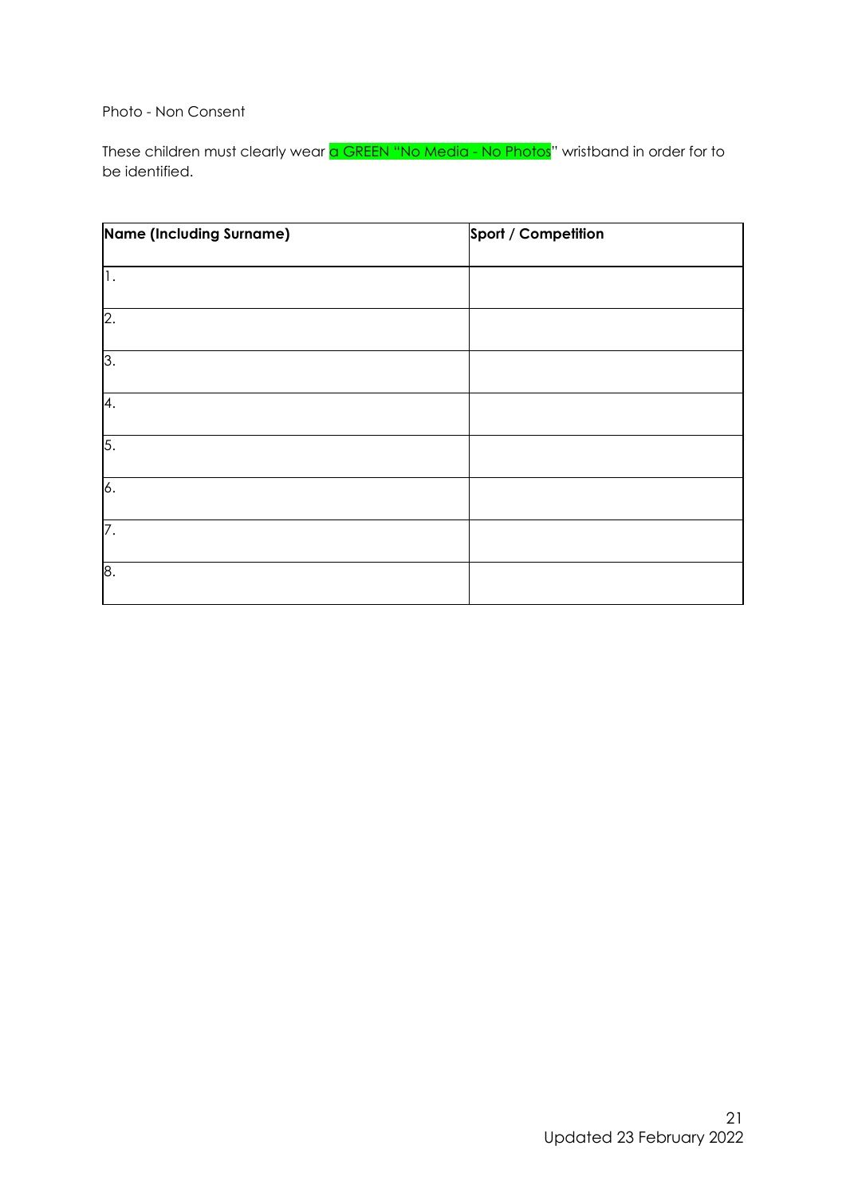Photo - Non Consent

These children must clearly wear a GREEN "No Media - No Photos" wristband in order for to be identified.

| **Name (Including Surname)** | **Sport / Competition** |
| --- | --- |
| 1. | |
| 2. | |
| 3. | |
| 4. | |
| 5. | |
| 6. | |
| 7. | |
| 8. | |

Updated 23 February 2022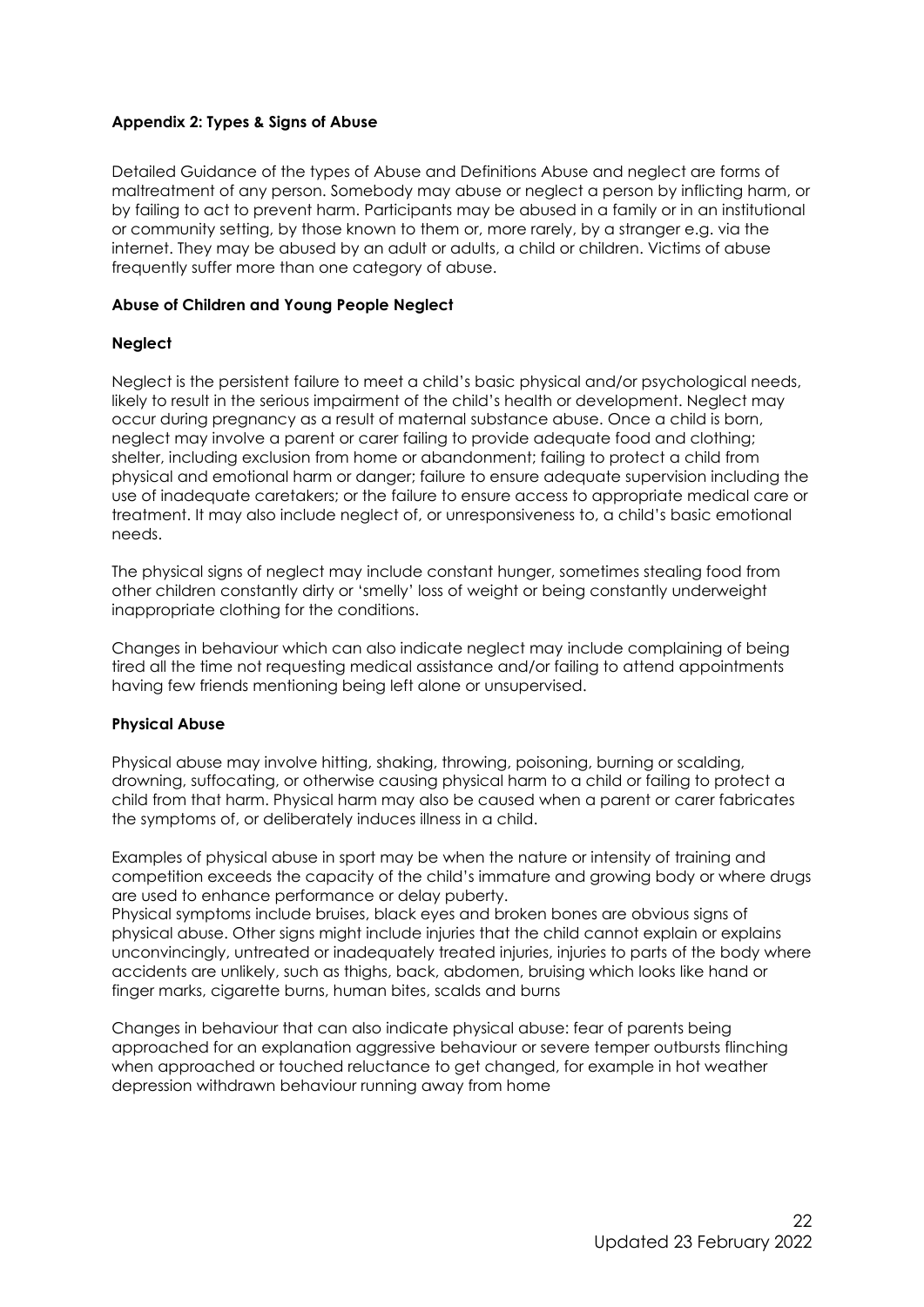**Appendix 2: Types & Signs of Abuse**

Detailed Guidance of the types of Abuse and Definitions Abuse and neglect are forms of maltreatment of any person. Somebody may abuse or neglect a person by inflicting harm, or by failing to act to prevent harm. Participants may be abused in a family or in an institutional or community setting, by those known to them or, more rarely, by a stranger e.g. via the internet. They may be abused by an adult or adults, a child or children. Victims of abuse frequently suffer more than one category of abuse.

**Abuse of Children and Young People Neglect**

**Neglect**

Neglect is the persistent failure to meet a child's basic physical and/or psychological needs, likely to result in the serious impairment of the child's health or development. Neglect may occur during pregnancy as a result of maternal substance abuse. Once a child is born, neglect may involve a parent or carer failing to provide adequate food and clothing; shelter, including exclusion from home or abandonment; failing to protect a child from physical and emotional harm or danger; failure to ensure adequate supervision including the use of inadequate caretakers; or the failure to ensure access to appropriate medical care or treatment. It may also include neglect of, or unresponsiveness to, a child's basic emotional needs.

The physical signs of neglect may include constant hunger, sometimes stealing food from other children constantly dirty or 'smelly' loss of weight or being constantly underweight inappropriate clothing for the conditions.

Changes in behaviour which can also indicate neglect may include complaining of being tired all the time not requesting medical assistance and/or failing to attend appointments having few friends mentioning being left alone or unsupervised.

**Physical Abuse**

Physical abuse may involve hitting, shaking, throwing, poisoning, burning or scalding, drowning, suffocating, or otherwise causing physical harm to a child or failing to protect a child from that harm. Physical harm may also be caused when a parent or carer fabricates the symptoms of, or deliberately induces illness in a child.

Examples of physical abuse in sport may be when the nature or intensity of training and competition exceeds the capacity of the child's immature and growing body or where drugs are used to enhance performance or delay puberty.
Physical symptoms include bruises, black eyes and broken bones are obvious signs of physical abuse. Other signs might include injuries that the child cannot explain or explains unconvincingly, untreated or inadequately treated injuries, injuries to parts of the body where accidents are unlikely, such as thighs, back, abdomen, bruising which looks like hand or finger marks, cigarette burns, human bites, scalds and burns

Changes in behaviour that can also indicate physical abuse: fear of parents being approached for an explanation aggressive behaviour or severe temper outbursts flinching when approached or touched reluctance to get changed, for example in hot weather depression withdrawn behaviour running away from home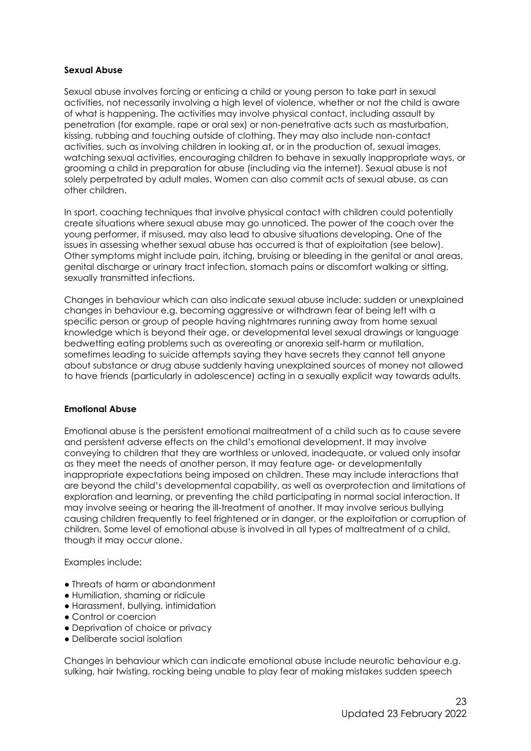**Sexual Abuse**

Sexual abuse involves forcing or enticing a child or young person to take part in sexual activities, not necessarily involving a high level of violence, whether or not the child is aware of what is happening. The activities may involve physical contact, including assault by penetration (for example, rape or oral sex) or non-penetrative acts such as masturbation, kissing, rubbing and touching outside of clothing. They may also include non-contact activities, such as involving children in looking at, or in the production of, sexual images, watching sexual activities, encouraging children to behave in sexually inappropriate ways, or grooming a child in preparation for abuse (including via the internet). Sexual abuse is not solely perpetrated by adult males. Women can also commit acts of sexual abuse, as can other children.

In sport, coaching techniques that involve physical contact with children could potentially create situations where sexual abuse may go unnoticed. The power of the coach over the young performer, if misused, may also lead to abusive situations developing. One of the issues in assessing whether sexual abuse has occurred is that of exploitation (see below). Other symptoms might include pain, itching, bruising or bleeding in the genital or anal areas, genital discharge or urinary tract infection, stomach pains or discomfort walking or sitting, sexually transmitted infections.

Changes in behaviour which can also indicate sexual abuse include: sudden or unexplained changes in behaviour e.g. becoming aggressive or withdrawn fear of being left with a specific person or group of people having nightmares running away from home sexual knowledge which is beyond their age, or developmental level sexual drawings or language bedwetting eating problems such as overeating or anorexia self-harm or mutilation, sometimes leading to suicide attempts saying they have secrets they cannot tell anyone about substance or drug abuse suddenly having unexplained sources of money not allowed to have friends (particularly in adolescence) acting in a sexually explicit way towards adults.

**Emotional Abuse**

Emotional abuse is the persistent emotional maltreatment of a child such as to cause severe and persistent adverse effects on the child's emotional development. It may involve conveying to children that they are worthless or unloved, inadequate, or valued only insofar as they meet the needs of another person. It may feature age- or developmentally inappropriate expectations being imposed on children. These may include interactions that are beyond the child's developmental capability, as well as overprotection and limitations of exploration and learning, or preventing the child participating in normal social interaction. It may involve seeing or hearing the ill-treatment of another. It may involve serious bullying causing children frequently to feel frightened or in danger, or the exploitation or corruption of children. Some level of emotional abuse is involved in all types of maltreatment of a child, though it may occur alone.

Examples include:

- Threats of harm or abandonment
- Humiliation, shaming or ridicule
- Harassment, bullying, intimidation
- Control or coercion
- Deprivation of choice or privacy
- Deliberate social isolation

Changes in behaviour which can indicate emotional abuse include neurotic behaviour e.g. sulking, hair twisting, rocking being unable to play fear of making mistakes sudden speech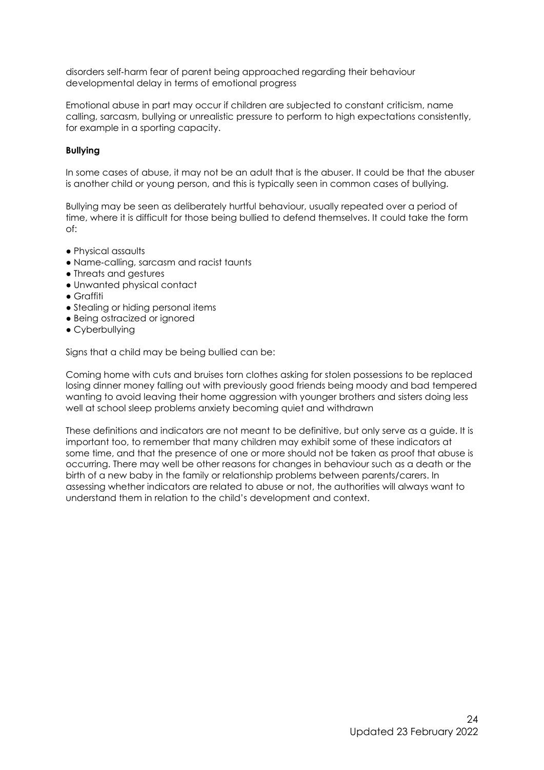disorders self-harm fear of parent being approached regarding their behaviour developmental delay in terms of emotional progress

Emotional abuse in part may occur if children are subjected to constant criticism, name calling, sarcasm, bullying or unrealistic pressure to perform to high expectations consistently, for example in a sporting capacity.

**Bullying**

In some cases of abuse, it may not be an adult that is the abuser. It could be that the abuser is another child or young person, and this is typically seen in common cases of bullying.

Bullying may be seen as deliberately hurtful behaviour, usually repeated over a period of time, where it is difficult for those being bullied to defend themselves. It could take the form of:

- Physical assaults
- Name-calling, sarcasm and racist taunts
- Threats and gestures
- Unwanted physical contact
- Graffiti
- Stealing or hiding personal items
- Being ostracized or ignored
- Cyberbullying

Signs that a child may be being bullied can be:

Coming home with cuts and bruises torn clothes asking for stolen possessions to be replaced losing dinner money falling out with previously good friends being moody and bad tempered wanting to avoid leaving their home aggression with younger brothers and sisters doing less well at school sleep problems anxiety becoming quiet and withdrawn

These definitions and indicators are not meant to be definitive, but only serve as a guide. It is important too, to remember that many children may exhibit some of these indicators at some time, and that the presence of one or more should not be taken as proof that abuse is occurring. There may well be other reasons for changes in behaviour such as a death or the birth of a new baby in the family or relationship problems between parents/carers. In assessing whether indicators are related to abuse or not, the authorities will always want to understand them in relation to the child's development and context.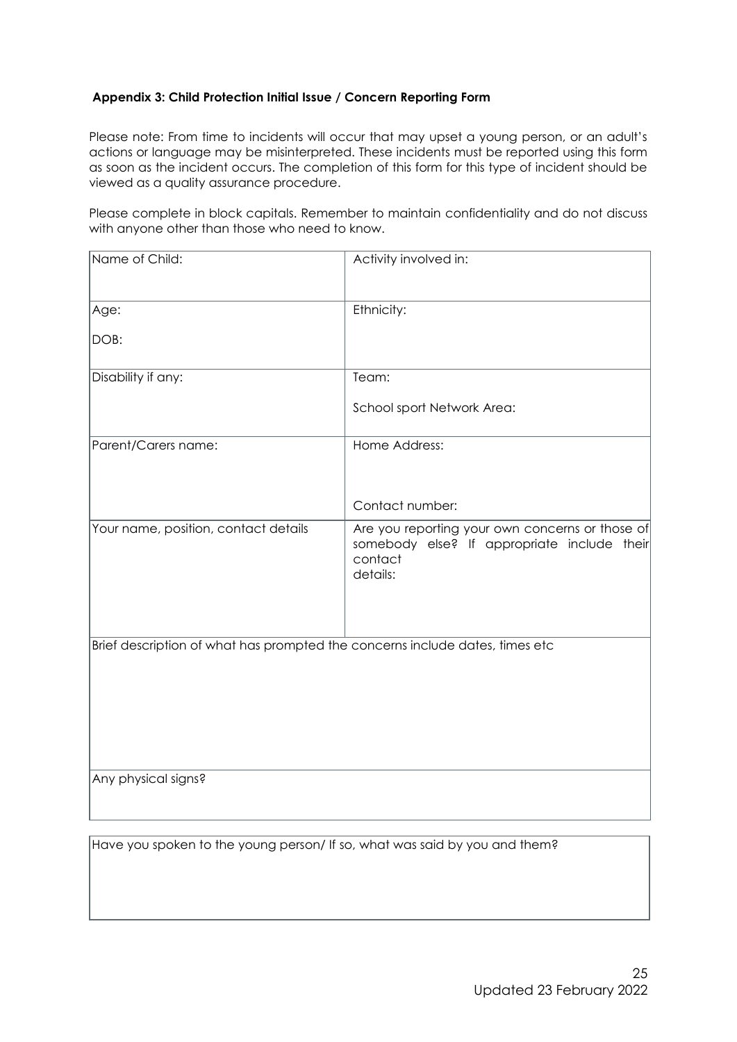**Appendix 3: Child Protection Initial Issue / Concern Reporting Form**

Please note: From time to incidents will occur that may upset a young person, or an adult's actions or language may be misinterpreted. These incidents must be reported using this form as soon as the incident occurs. The completion of this form for this type of incident should be viewed as a quality assurance procedure.

Please complete in block capitals. Remember to maintain confidentiality and do not discuss with anyone other than those who need to know.

| | |
|---|---|
| Name of Child: | Activity involved in: |
| Age:<br><br>DOB: | Ethnicity: |
| Disability if any: | Team:<br><br>School sport Network Area: |
| Parent/Carers name: | Home Address:<br><br><br>Contact number: |
| Your name, position, contact details | Are you reporting your own concerns or those of somebody else? If appropriate include their contact details: |
| Brief description of what has prompted the concerns include dates, times etc | |
| Any physical signs? | |

| |
|---|
| Have you spoken to the young person/ If so, what was said by you and them? |

Updated 23 February 2022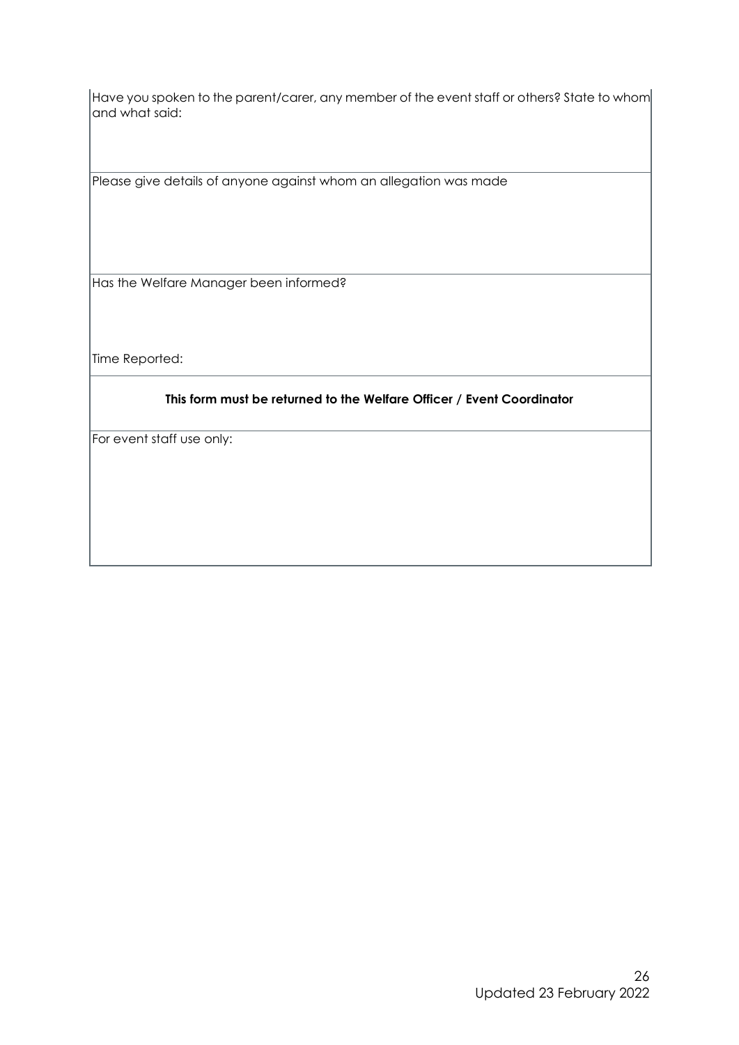| |
|---|
| Have you spoken to the parent/carer, any member of the event staff or others? State to whom and what said: |
| Please give details of anyone against whom an allegation was made |
| Has the Welfare Manager been informed?<br><br>Time Reported: |
| **This form must be returned to the Welfare Officer / Event Coordinator** |
| For event staff use only: |

Updated 23 February 2022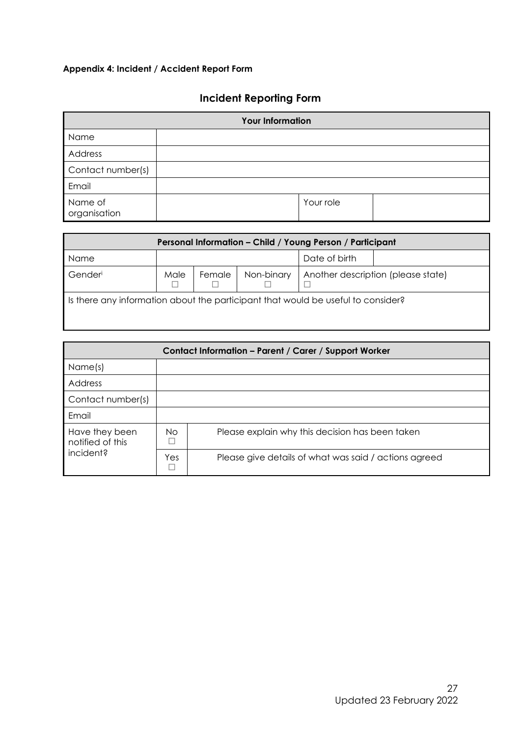**Appendix 4: Incident / Accident Report Form**

## Incident Reporting Form

| Your Information | | | |
|---|---|---|---|
| Name | | | |
| Address | | | |
| Contact number(s) | | | |
| Email | | | |
| Name of organisation | | Your role | |

| Personal Information – Child / Young Person / Participant | | | | | |
|---|---|---|---|---|---|
| Name | | | | Date of birth | |
| Gender[i] | Male ☐ | Female ☐ | Non-binary ☐ | Another description (please state) ☐ | |
| Is there any information about the participant that would be useful to consider? | | | | | |

| Contact Information – Parent / Carer / Support Worker | | |
|---|---|---|
| Name(s) | | |
| Address | | |
| Contact number(s) | | |
| Email | | |
| Have they been notified of this incident? | No ☐ | Please explain why this decision has been taken |
| | Yes ☐ | Please give details of what was said / actions agreed |

Updated 23 February 2022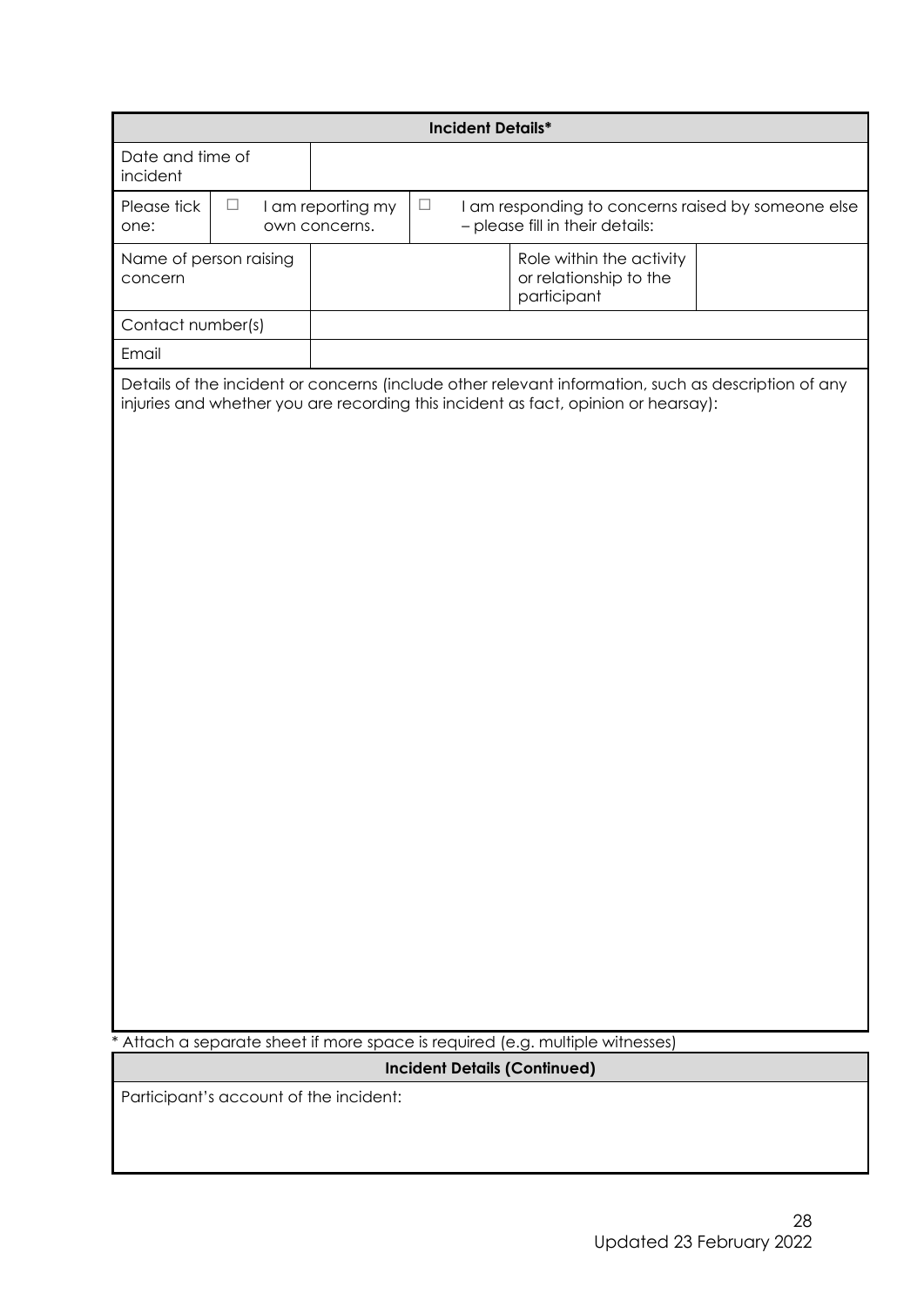| **Incident Details*** | | | | |
|---|---|---|---|---|
| Date and time of incident | | | | |
| Please tick one: | ☐ I am reporting my own concerns. | ☐ I am responding to concerns raised by someone else – please fill in their details: | | |
| Name of person raising concern | | | Role within the activity or relationship to the participant | |
| Contact number(s) | | | | |
| Email | | | | |
| Details of the incident or concerns (include other relevant information, such as description of any injuries and whether you are recording this incident as fact, opinion or hearsay): | | | | |

* Attach a separate sheet if more space is required (e.g. multiple witnesses)

| **Incident Details (Continued)** |
|---|
| Participant's account of the incident: |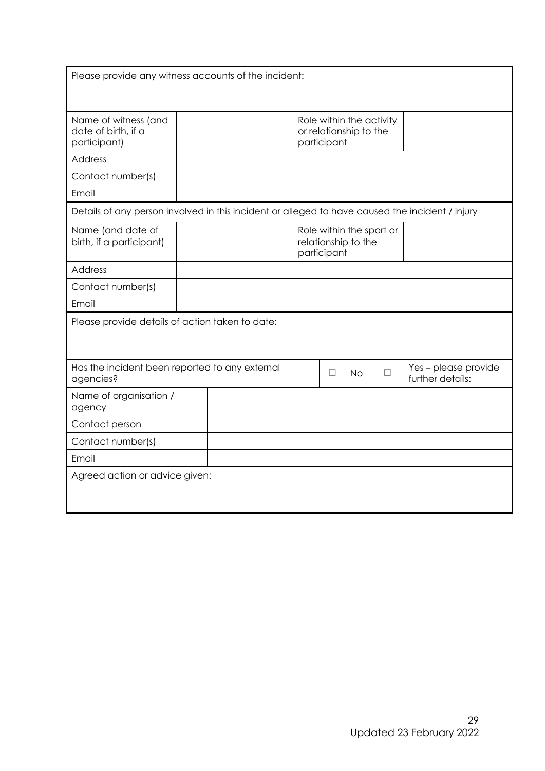| Please provide any witness accounts of the incident: | | | |
|---|---|---|---|
| Name of witness (and date of birth, if a participant) | | Role within the activity or relationship to the participant | |
| Address | | | |
| Contact number(s) | | | |
| Email | | | |
| Details of any person involved in this incident or alleged to have caused the incident / injury | | | |
| Name (and date of birth, if a participant) | | Role within the sport or relationship to the participant | |
| Address | | | |
| Contact number(s) | | | |
| Email | | | |

| Please provide details of action taken to date: | | | |
|---|---|---|---|
| Has the incident been reported to any external agencies? | | ☐ No | ☐ Yes – please provide further details: |
| Name of organisation / agency | | | |
| Contact person | | | |
| Contact number(s) | | | |
| Email | | | |
| Agreed action or advice given: | | | |

Updated 23 February 2022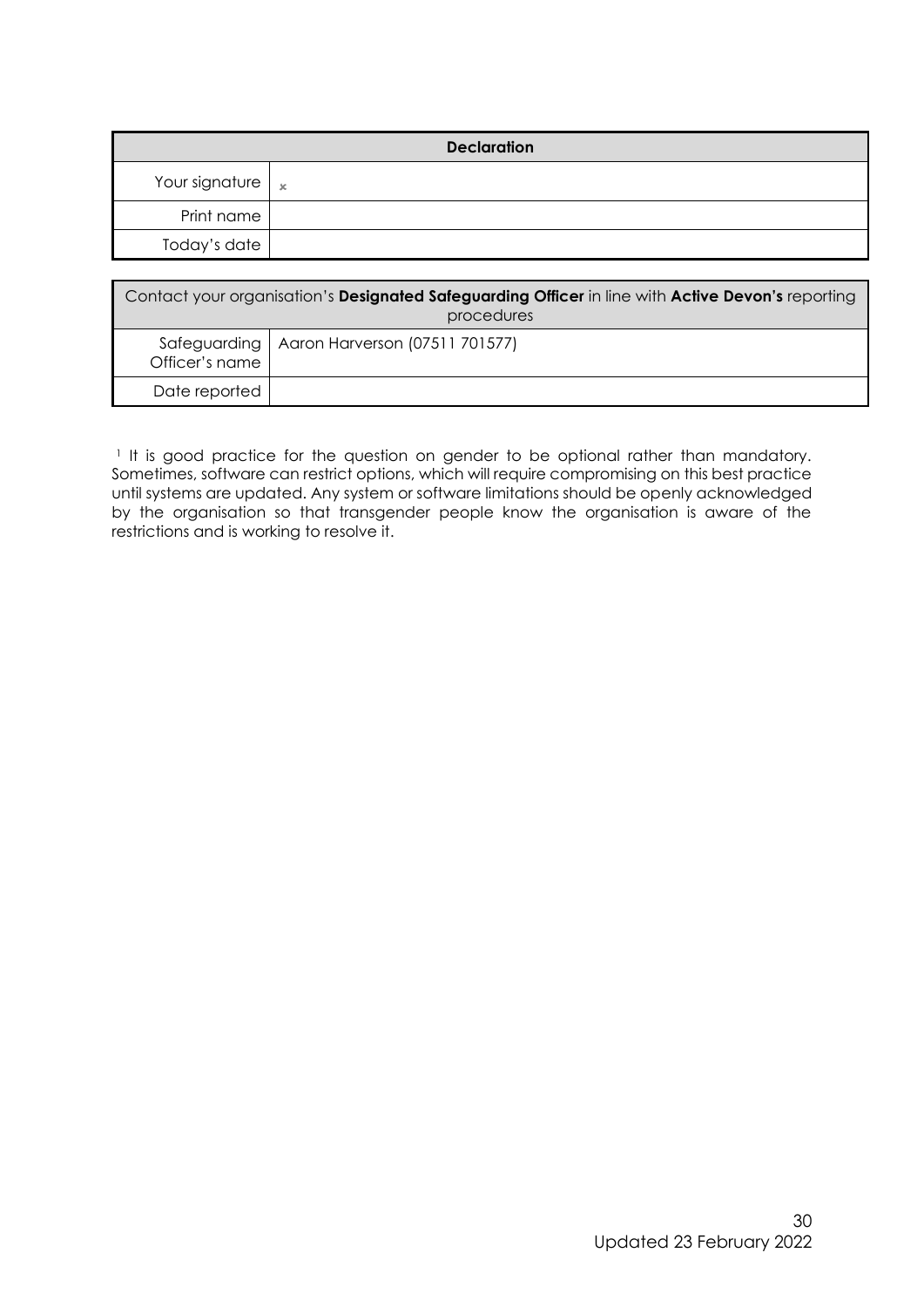| Declaration | |
|---|---|
| Your signature | x |
| Print name | |
| Today's date | |

| Contact your organisation's **Designated Safeguarding Officer** in line with **Active Devon's** reporting procedures | |
|---|---|
| Safeguarding Officer's name | Aaron Harverson (07511 701577) |
| Date reported | |

[1] It is good practice for the question on gender to be optional rather than mandatory. Sometimes, software can restrict options, which will require compromising on this best practice until systems are updated. Any system or software limitations should be openly acknowledged by the organisation so that transgender people know the organisation is aware of the restrictions and is working to resolve it.

Updated 23 February 2022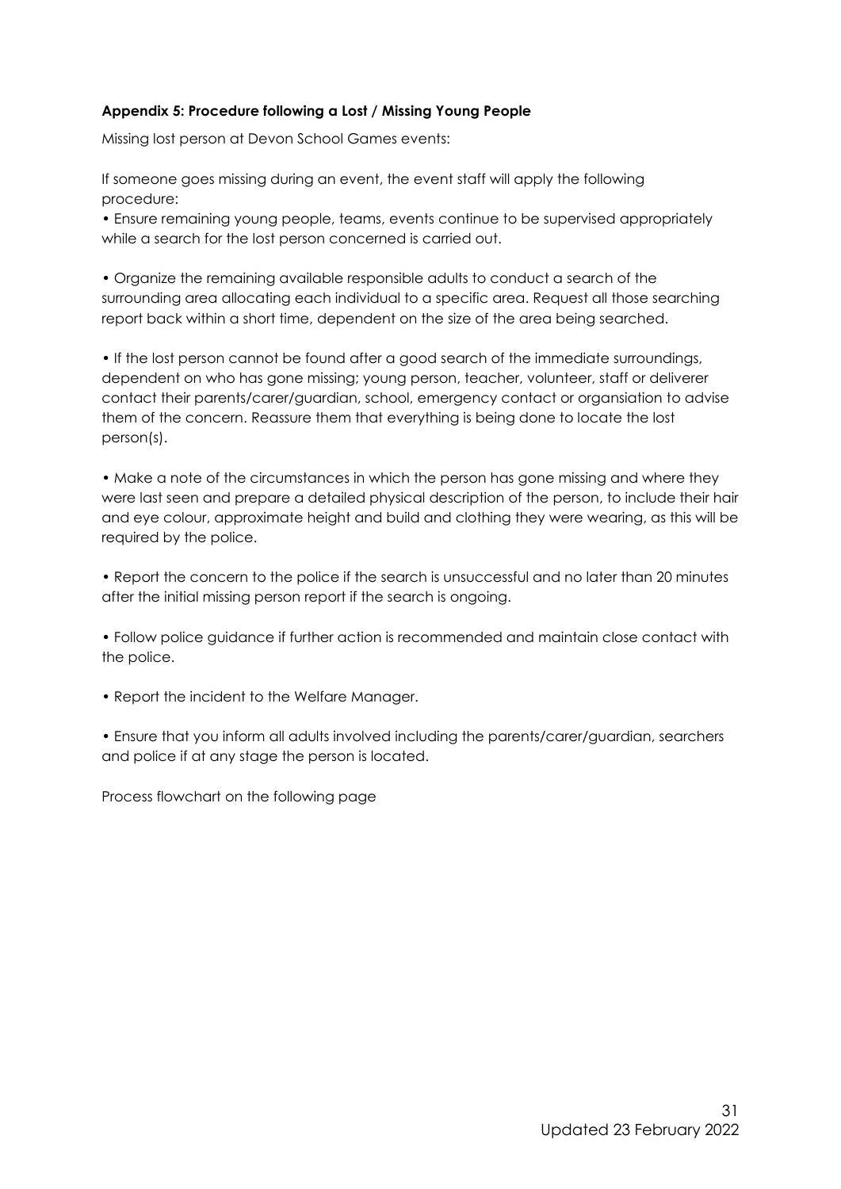**Appendix 5: Procedure following a Lost / Missing Young People**

Missing lost person at Devon School Games events:

If someone goes missing during an event, the event staff will apply the following procedure:

- Ensure remaining young people, teams, events continue to be supervised appropriately while a search for the lost person concerned is carried out.

- Organize the remaining available responsible adults to conduct a search of the surrounding area allocating each individual to a specific area. Request all those searching report back within a short time, dependent on the size of the area being searched.

- If the lost person cannot be found after a good search of the immediate surroundings, dependent on who has gone missing; young person, teacher, volunteer, staff or deliverer contact their parents/carer/guardian, school, emergency contact or organsiation to advise them of the concern. Reassure them that everything is being done to locate the lost person(s).

- Make a note of the circumstances in which the person has gone missing and where they were last seen and prepare a detailed physical description of the person, to include their hair and eye colour, approximate height and build and clothing they were wearing, as this will be required by the police.

- Report the concern to the police if the search is unsuccessful and no later than 20 minutes after the initial missing person report if the search is ongoing.

- Follow police guidance if further action is recommended and maintain close contact with the police.

- Report the incident to the Welfare Manager.

- Ensure that you inform all adults involved including the parents/carer/guardian, searchers and police if at any stage the person is located.

Process flowchart on the following page

Updated 23 February 2022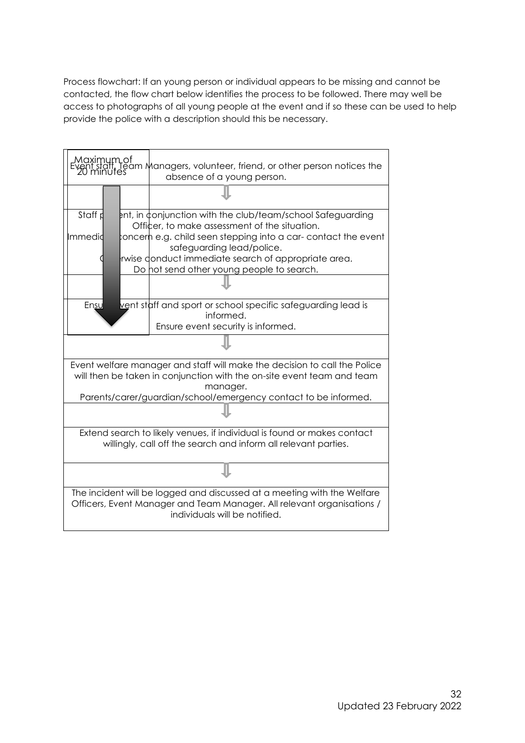Process flowchart: If an young person or individual appears to be missing and cannot be contacted, the flow chart below identifies the process to be followed. There may well be access to photographs of all young people at the event and if so these can be used to help provide the police with a description should this be necessary.

Maximum of 20 minutes

Event staff, Team Managers, volunteer, friend, or other person notices the absence of a young person.

⇓

Staff present, in conjunction with the club/team/school Safeguarding Officer, to make assessment of the situation.
Immediate concern e.g. child seen stepping into a car- contact the event safeguarding lead/police.
Otherwise conduct immediate search of appropriate area.
Do not send other young people to search.

⇓

Ensure event staff and sport or school specific safeguarding lead is informed.
Ensure event security is informed.

⇓

Event welfare manager and staff will make the decision to call the Police will then be taken in conjunction with the on-site event team and team manager.
Parents/carer/guardian/school/emergency contact to be informed.

⇓

Extend search to likely venues, if individual is found or makes contact willingly, call off the search and inform all relevant parties.

⇓

The incident will be logged and discussed at a meeting with the Welfare Officers, Event Manager and Team Manager. All relevant organisations / individuals will be notified.

Updated 23 February 2022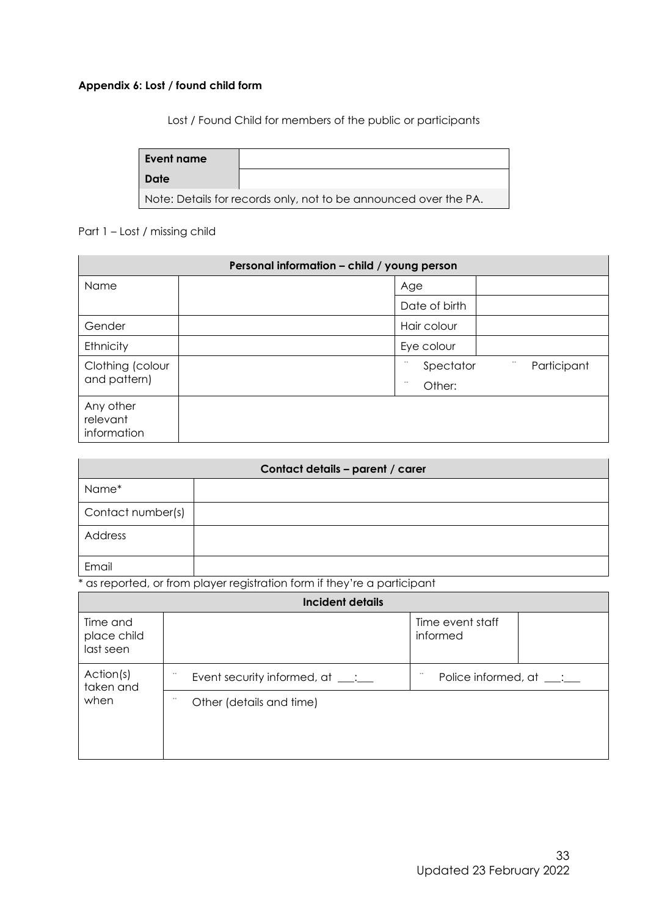**Appendix 6: Lost / found child form**

Lost / Found Child for members of the public or participants

| **Event name** | |
|---|---|
| **Date** | |
| Note: Details for records only, not to be announced over the PA. | |

Part 1 – Lost / missing child

| **Personal information – child / young person** | | | |
|---|---|---|---|
| Name | | Age | |
| | | Date of birth | |
| Gender | | Hair colour | |
| Ethnicity | | Eye colour | |
| Clothing (colour and pattern) | | ¨ Spectator ¨ Other: | ¨ Participant |
| Any other relevant information | | | |

| **Contact details – parent / carer** | |
|---|---|
| Name* | |
| Contact number(s) | |
| Address | |
| Email | |

\* as reported, or from player registration form if they're a participant

| **Incident details** | | | |
|---|---|---|---|
| Time and place child last seen | | Time event staff informed | |
| Action(s) taken and when | ¨ Event security informed, at ___:___ | ¨ Police informed, at ___:___ | |
| | ¨ Other (details and time) | | |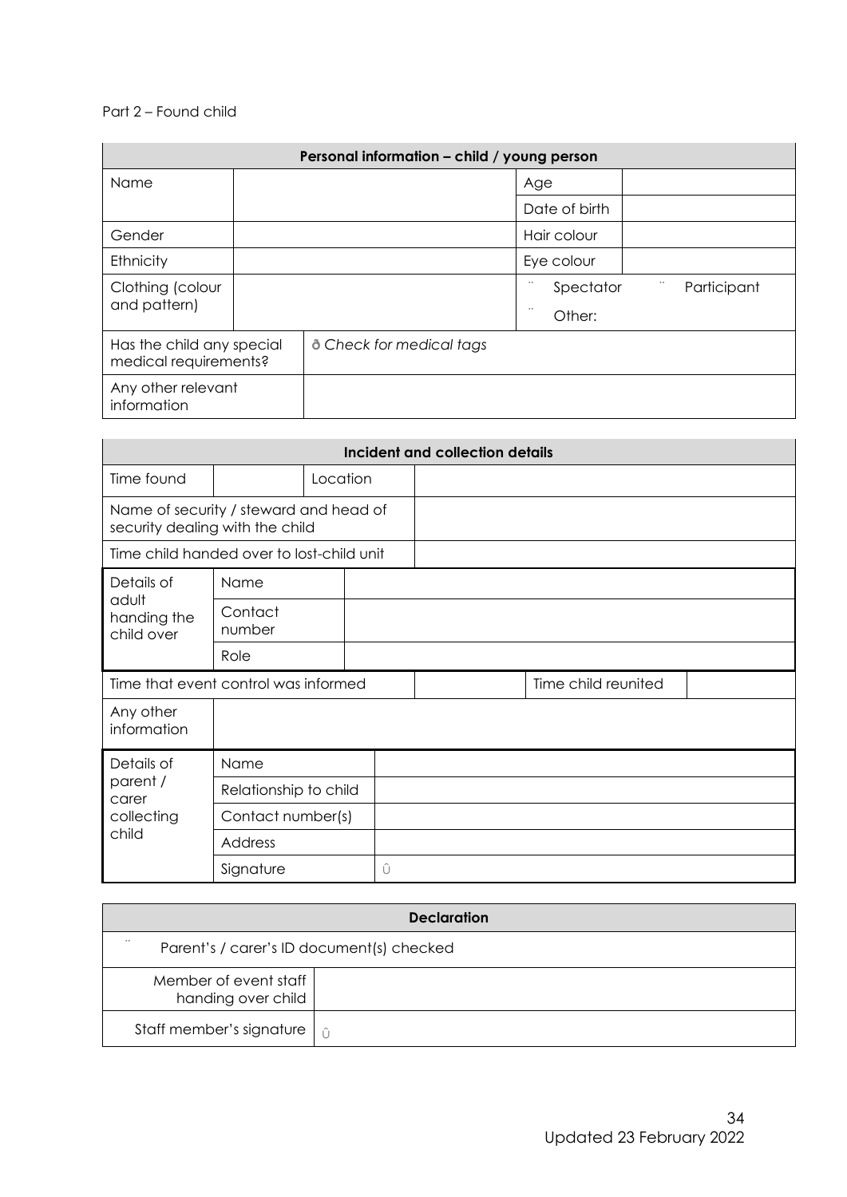Part 2 – Found child

| Personal information – child / young person | | | | |
|---|---|---|---|---|
| Name | | | Age | |
| | | | Date of birth | |
| Gender | | | Hair colour | |
| Ethnicity | | | Eye colour | |
| Clothing (colour and pattern) | | | ¨ Spectator<br>¨ Other: | ¨ Participant |
| Has the child any special medical requirements? | ð *Check for medical tags* | | | |
| Any other relevant information | | | | |

| Incident and collection details | | | | | |
|---|---|---|---|---|---|
| Time found | | Location | | | |
| Name of security / steward and head of security dealing with the child | | | | | |
| Time child handed over to lost-child unit | | | | | |
| Details of adult handing the child over | Name | | | | |
| | Contact number | | | | |
| | Role | | | | |
| Time that event control was informed | | | | Time child reunited | |
| Any other information | | | | | |
| Details of parent / carer collecting child | Name | | | | |
| | Relationship to child | | | | |
| | Contact number(s) | | | | |
| | Address | | | | |
| | Signature | Û | | | |

| Declaration | |
|---|---|
| ¨ Parent's / carer's ID document(s) checked | |
| Member of event staff handing over child | |
| Staff member's signature | Û |

Updated 23 February 2022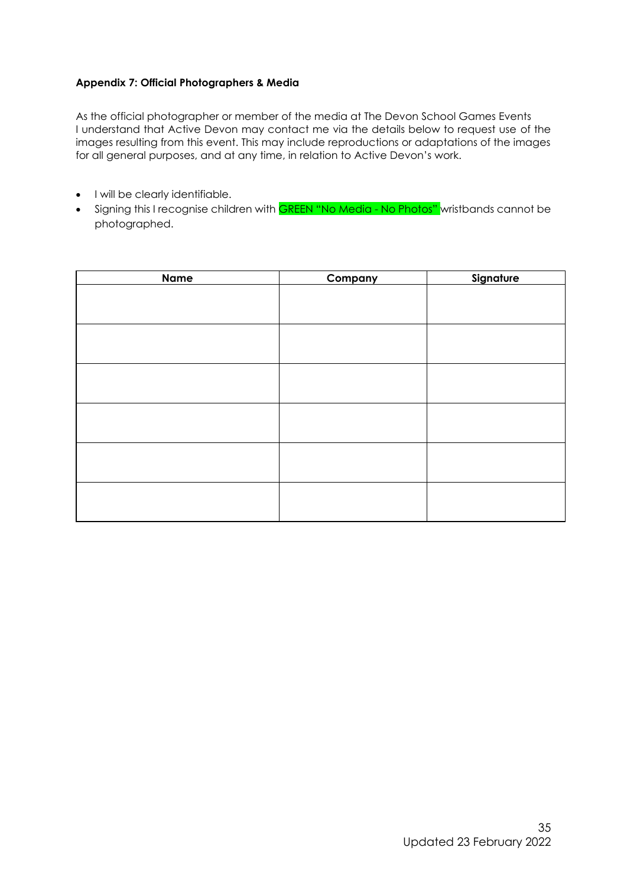**Appendix 7: Official Photographers & Media**

As the official photographer or member of the media at The Devon School Games Events I understand that Active Devon may contact me via the details below to request use of the images resulting from this event. This may include reproductions or adaptations of the images for all general purposes, and at any time, in relation to Active Devon's work.

- I will be clearly identifiable.
- Signing this I recognise children with GREEN "No Media - No Photos" wristbands cannot be photographed.

| Name | Company | Signature |
|---|---|---|
| | | |
| | | |
| | | |
| | | |
| | | |
| | | |

Updated 23 February 2022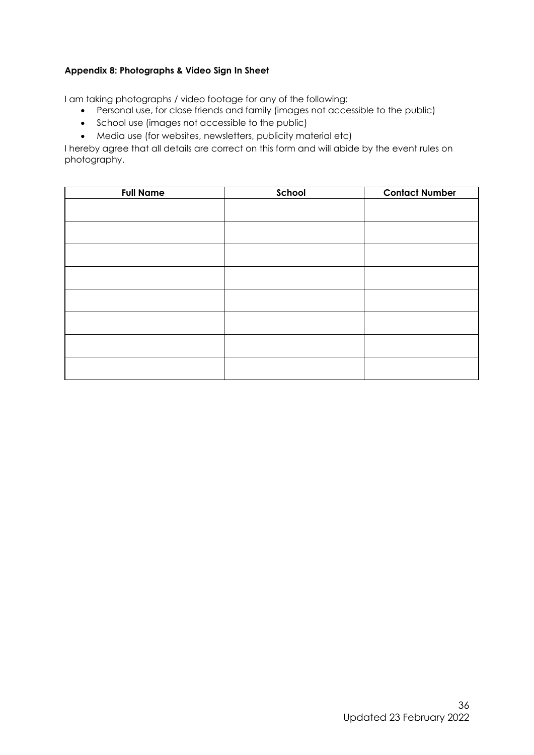**Appendix 8: Photographs & Video Sign In Sheet**

I am taking photographs / video footage for any of the following:

- Personal use, for close friends and family (images not accessible to the public)
- School use (images not accessible to the public)
- Media use (for websites, newsletters, publicity material etc)

I hereby agree that all details are correct on this form and will abide by the event rules on photography.

| Full Name | School | Contact Number |
|---|---|---|
| | | |
| | | |
| | | |
| | | |
| | | |
| | | |
| | | |
| | | |

Updated 23 February 2022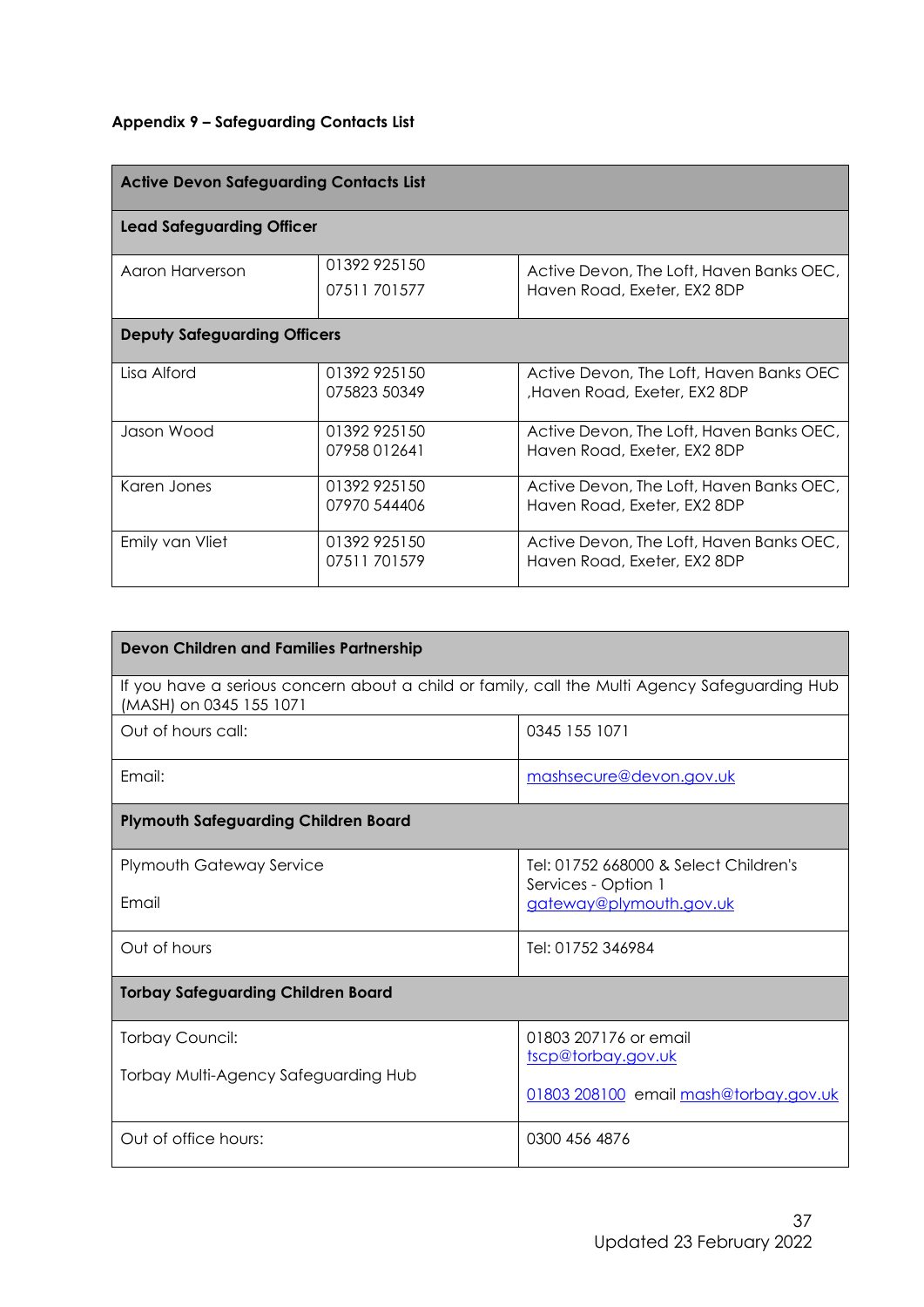**Appendix 9 – Safeguarding Contacts List**

| **Active Devon Safeguarding Contacts List** | | |
|---|---|---|
| **Lead Safeguarding Officer** | | |
| Aaron Harverson | 01392 925150<br>07511 701577 | Active Devon, The Loft, Haven Banks OEC, Haven Road, Exeter, EX2 8DP |
| **Deputy Safeguarding Officers** | | |
| Lisa Alford | 01392 925150<br>075823 50349 | Active Devon, The Loft, Haven Banks OEC ,Haven Road, Exeter, EX2 8DP |
| Jason Wood | 01392 925150<br>07958 012641 | Active Devon, The Loft, Haven Banks OEC, Haven Road, Exeter, EX2 8DP |
| Karen Jones | 01392 925150<br>07970 544406 | Active Devon, The Loft, Haven Banks OEC, Haven Road, Exeter, EX2 8DP |
| Emily van Vliet | 01392 925150<br>07511 701579 | Active Devon, The Loft, Haven Banks OEC, Haven Road, Exeter, EX2 8DP |

| **Devon Children and Families Partnership** | |
|---|---|
| If you have a serious concern about a child or family, call the Multi Agency Safeguarding Hub (MASH) on 0345 155 1071 | |
| Out of hours call: | 0345 155 1071 |
| Email: | mashsecure@devon.gov.uk |
| **Plymouth Safeguarding Children Board** | |
| Plymouth Gateway Service<br><br>Email | Tel: 01752 668000 & Select Children's Services - Option 1<br>gateway@plymouth.gov.uk |
| Out of hours | Tel: 01752 346984 |
| **Torbay Safeguarding Children Board** | |
| Torbay Council:<br><br>Torbay Multi-Agency Safeguarding Hub | 01803 207176 or email tscp@torbay.gov.uk<br><br>01803 208100 email mash@torbay.gov.uk |
| Out of office hours: | 0300 456 4876 |

Updated 23 February 2022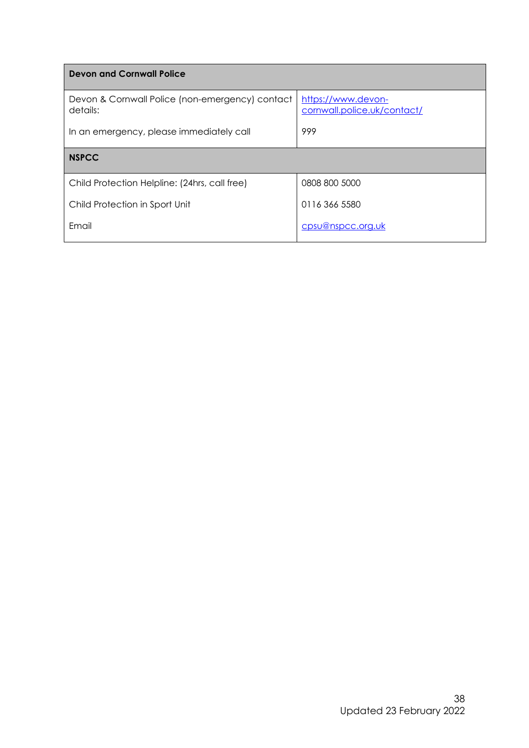| **Devon and Cornwall Police** | |
| --- | --- |
| Devon & Cornwall Police (non-emergency) contact details: | https://www.devon-cornwall.police.uk/contact/ |
| In an emergency, please immediately call | 999 |
| **NSPCC** | |
| Child Protection Helpline: (24hrs, call free) | 0808 800 5000 |
| Child Protection in Sport Unit | 0116 366 5580 |
| Email | cpsu@nspcc.org.uk |

Updated 23 February 2022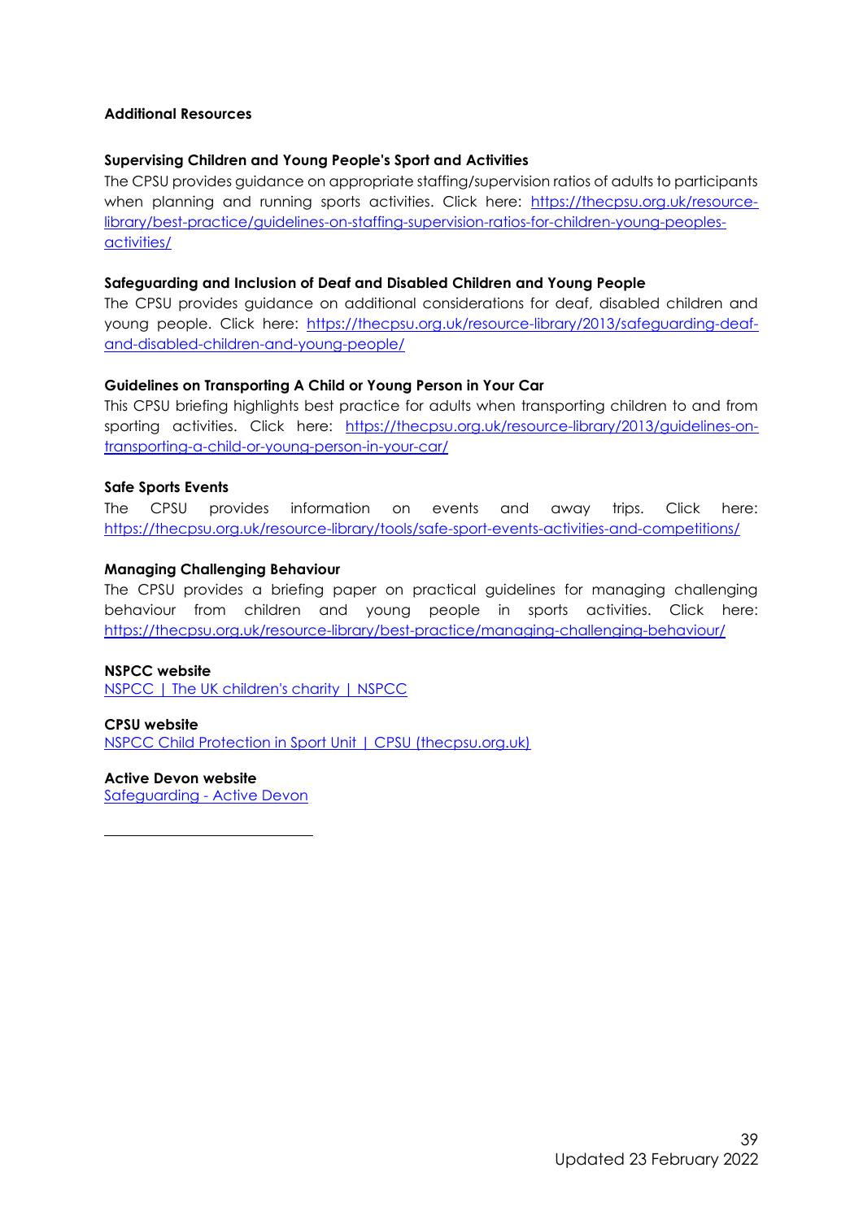**Additional Resources**

**Supervising Children and Young People's Sport and Activities**

The CPSU provides guidance on appropriate staffing/supervision ratios of adults to participants when planning and running sports activities. Click here: https://thecpsu.org.uk/resource-library/best-practice/guidelines-on-staffing-supervision-ratios-for-children-young-peoples-activities/

**Safeguarding and Inclusion of Deaf and Disabled Children and Young People**

The CPSU provides guidance on additional considerations for deaf, disabled children and young people. Click here: https://thecpsu.org.uk/resource-library/2013/safeguarding-deaf-and-disabled-children-and-young-people/

**Guidelines on Transporting A Child or Young Person in Your Car**

This CPSU briefing highlights best practice for adults when transporting children to and from sporting activities. Click here: https://thecpsu.org.uk/resource-library/2013/guidelines-on-transporting-a-child-or-young-person-in-your-car/

**Safe Sports Events**

The CPSU provides information on events and away trips. Click here: https://thecpsu.org.uk/resource-library/tools/safe-sport-events-activities-and-competitions/

**Managing Challenging Behaviour**

The CPSU provides a briefing paper on practical guidelines for managing challenging behaviour from children and young people in sports activities. Click here: https://thecpsu.org.uk/resource-library/best-practice/managing-challenging-behaviour/

**NSPCC website**

NSPCC | The UK children's charity | NSPCC

**CPSU website**

NSPCC Child Protection in Sport Unit | CPSU (thecpsu.org.uk)

**Active Devon website**

Safeguarding - Active Devon

Updated 23 February 2022